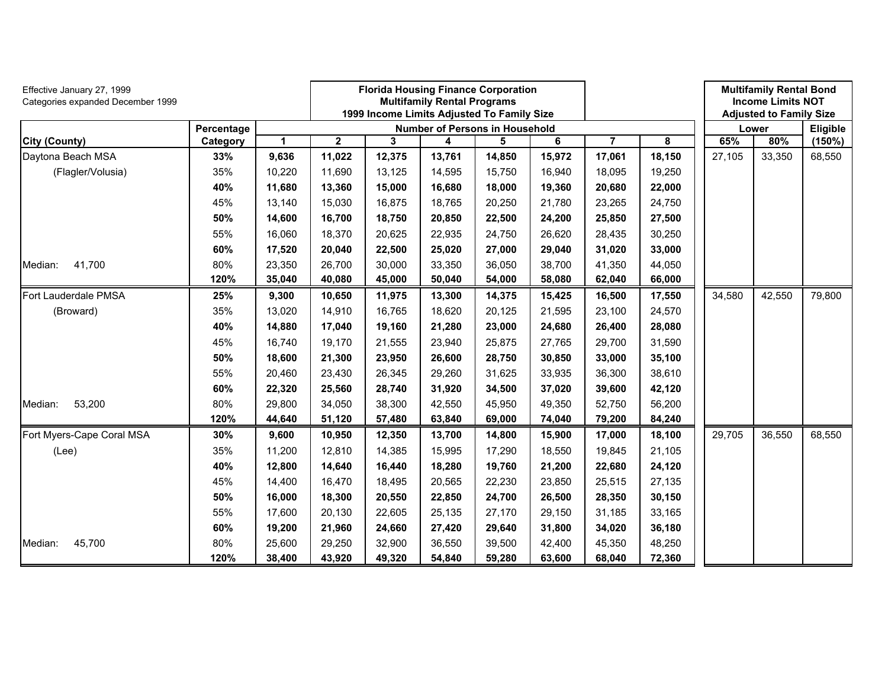Effective January 27, 1999
Categories expanded December 1999

**Florida Housing Finance Corporation**
**Multifamily Rental Programs**
**1999 Income Limits Adjusted To Family Size**

**Multifamily Rental Bond Income Limits NOT Adjusted to Family Size**

| City (County) | Percentage Category | Number of Persons in Household | | | | | | | | Lower | | Eligible |
|---|---|---|---|---|---|---|---|---|---|---|---|---|
| | | 1 | 2 | 3 | 4 | 5 | 6 | 7 | 8 | 65% | 80% | (150%) |
| Daytona Beach MSA | **33%** | **9,636** | **11,022** | **12,375** | **13,761** | **14,850** | **15,972** | **17,061** | **18,150** | 27,105 | 33,350 | 68,550 |
| (Flagler/Volusia) | 35% | 10,220 | 11,690 | 13,125 | 14,595 | 15,750 | 16,940 | 18,095 | 19,250 | | | |
| | **40%** | **11,680** | **13,360** | **15,000** | **16,680** | **18,000** | **19,360** | **20,680** | **22,000** | | | |
| | 45% | 13,140 | 15,030 | 16,875 | 18,765 | 20,250 | 21,780 | 23,265 | 24,750 | | | |
| | **50%** | **14,600** | **16,700** | **18,750** | **20,850** | **22,500** | **24,200** | **25,850** | **27,500** | | | |
| | 55% | 16,060 | 18,370 | 20,625 | 22,935 | 24,750 | 26,620 | 28,435 | 30,250 | | | |
| | **60%** | **17,520** | **20,040** | **22,500** | **25,020** | **27,000** | **29,040** | **31,020** | **33,000** | | | |
| Median: 41,700 | 80% | 23,350 | 26,700 | 30,000 | 33,350 | 36,050 | 38,700 | 41,350 | 44,050 | | | |
| | **120%** | **35,040** | **40,080** | **45,000** | **50,040** | **54,000** | **58,080** | **62,040** | **66,000** | | | |
| Fort Lauderdale PMSA | **25%** | **9,300** | **10,650** | **11,975** | **13,300** | **14,375** | **15,425** | **16,500** | **17,550** | 34,580 | 42,550 | 79,800 |
| (Broward) | 35% | 13,020 | 14,910 | 16,765 | 18,620 | 20,125 | 21,595 | 23,100 | 24,570 | | | |
| | **40%** | **14,880** | **17,040** | **19,160** | **21,280** | **23,000** | **24,680** | **26,400** | **28,080** | | | |
| | 45% | 16,740 | 19,170 | 21,555 | 23,940 | 25,875 | 27,765 | 29,700 | 31,590 | | | |
| | **50%** | **18,600** | **21,300** | **23,950** | **26,600** | **28,750** | **30,850** | **33,000** | **35,100** | | | |
| | 55% | 20,460 | 23,430 | 26,345 | 29,260 | 31,625 | 33,935 | 36,300 | 38,610 | | | |
| | **60%** | **22,320** | **25,560** | **28,740** | **31,920** | **34,500** | **37,020** | **39,600** | **42,120** | | | |
| Median: 53,200 | 80% | 29,800 | 34,050 | 38,300 | 42,550 | 45,950 | 49,350 | 52,750 | 56,200 | | | |
| | **120%** | **44,640** | **51,120** | **57,480** | **63,840** | **69,000** | **74,040** | **79,200** | **84,240** | | | |
| Fort Myers-Cape Coral MSA | **30%** | **9,600** | **10,950** | **12,350** | **13,700** | **14,800** | **15,900** | **17,000** | **18,100** | 29,705 | 36,550 | 68,550 |
| (Lee) | 35% | 11,200 | 12,810 | 14,385 | 15,995 | 17,290 | 18,550 | 19,845 | 21,105 | | | |
| | **40%** | **12,800** | **14,640** | **16,440** | **18,280** | **19,760** | **21,200** | **22,680** | **24,120** | | | |
| | 45% | 14,400 | 16,470 | 18,495 | 20,565 | 22,230 | 23,850 | 25,515 | 27,135 | | | |
| | **50%** | **16,000** | **18,300** | **20,550** | **22,850** | **24,700** | **26,500** | **28,350** | **30,150** | | | |
| | 55% | 17,600 | 20,130 | 22,605 | 25,135 | 27,170 | 29,150 | 31,185 | 33,165 | | | |
| | **60%** | **19,200** | **21,960** | **24,660** | **27,420** | **29,640** | **31,800** | **34,020** | **36,180** | | | |
| Median: 45,700 | 80% | 25,600 | 29,250 | 32,900 | 36,550 | 39,500 | 42,400 | 45,350 | 48,250 | | | |
| | **120%** | **38,400** | **43,920** | **49,320** | **54,840** | **59,280** | **63,600** | **68,040** | **72,360** | | | |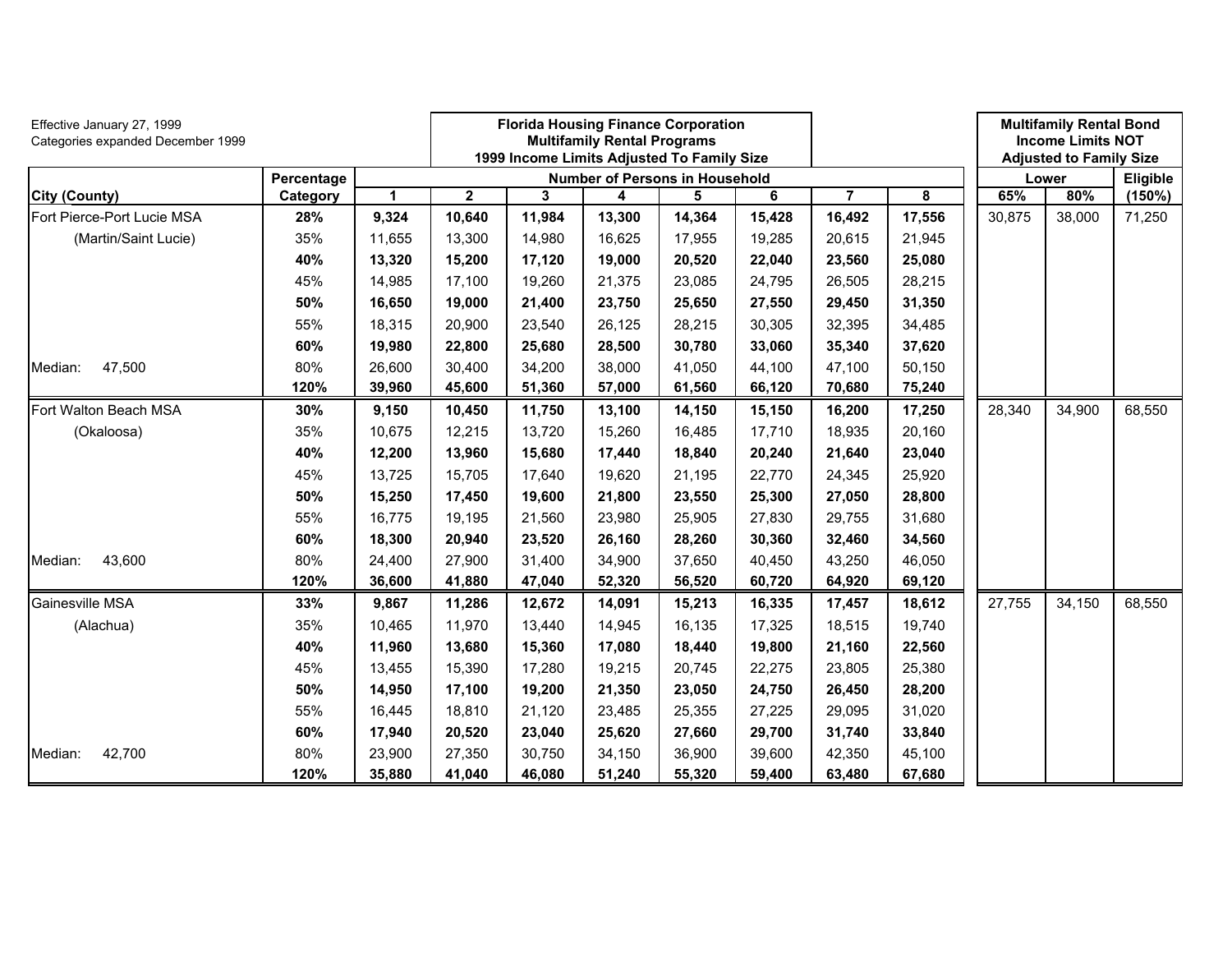Effective January 27, 1999
Categories expanded December 1999

**Florida Housing Finance Corporation**
**Multifamily Rental Programs**
**1999 Income Limits Adjusted To Family Size**

**Multifamily Rental Bond Income Limits NOT Adjusted to Family Size**

| City (County) | Percentage Category | Number of Persons in Household | | | | | | | | Lower | | Eligible |
|---|---|---|---|---|---|---|---|---|---|---|---|---|
| | | 1 | 2 | 3 | 4 | 5 | 6 | 7 | 8 | 65% | 80% | (150%) |
| Fort Pierce-Port Lucie MSA | **28%** | **9,324** | **10,640** | **11,984** | **13,300** | **14,364** | **15,428** | **16,492** | **17,556** | 30,875 | 38,000 | 71,250 |
| (Martin/Saint Lucie) | 35% | 11,655 | 13,300 | 14,980 | 16,625 | 17,955 | 19,285 | 20,615 | 21,945 | | | |
| | **40%** | **13,320** | **15,200** | **17,120** | **19,000** | **20,520** | **22,040** | **23,560** | **25,080** | | | |
| | 45% | 14,985 | 17,100 | 19,260 | 21,375 | 23,085 | 24,795 | 26,505 | 28,215 | | | |
| | **50%** | **16,650** | **19,000** | **21,400** | **23,750** | **25,650** | **27,550** | **29,450** | **31,350** | | | |
| | 55% | 18,315 | 20,900 | 23,540 | 26,125 | 28,215 | 30,305 | 32,395 | 34,485 | | | |
| | **60%** | **19,980** | **22,800** | **25,680** | **28,500** | **30,780** | **33,060** | **35,340** | **37,620** | | | |
| Median: 47,500 | 80% | 26,600 | 30,400 | 34,200 | 38,000 | 41,050 | 44,100 | 47,100 | 50,150 | | | |
| | **120%** | **39,960** | **45,600** | **51,360** | **57,000** | **61,560** | **66,120** | **70,680** | **75,240** | | | |
| Fort Walton Beach MSA | **30%** | **9,150** | **10,450** | **11,750** | **13,100** | **14,150** | **15,150** | **16,200** | **17,250** | 28,340 | 34,900 | 68,550 |
| (Okaloosa) | 35% | 10,675 | 12,215 | 13,720 | 15,260 | 16,485 | 17,710 | 18,935 | 20,160 | | | |
| | **40%** | **12,200** | **13,960** | **15,680** | **17,440** | **18,840** | **20,240** | **21,640** | **23,040** | | | |
| | 45% | 13,725 | 15,705 | 17,640 | 19,620 | 21,195 | 22,770 | 24,345 | 25,920 | | | |
| | **50%** | **15,250** | **17,450** | **19,600** | **21,800** | **23,550** | **25,300** | **27,050** | **28,800** | | | |
| | 55% | 16,775 | 19,195 | 21,560 | 23,980 | 25,905 | 27,830 | 29,755 | 31,680 | | | |
| | **60%** | **18,300** | **20,940** | **23,520** | **26,160** | **28,260** | **30,360** | **32,460** | **34,560** | | | |
| Median: 43,600 | 80% | 24,400 | 27,900 | 31,400 | 34,900 | 37,650 | 40,450 | 43,250 | 46,050 | | | |
| | **120%** | **36,600** | **41,880** | **47,040** | **52,320** | **56,520** | **60,720** | **64,920** | **69,120** | | | |
| Gainesville MSA | **33%** | **9,867** | **11,286** | **12,672** | **14,091** | **15,213** | **16,335** | **17,457** | **18,612** | 27,755 | 34,150 | 68,550 |
| (Alachua) | 35% | 10,465 | 11,970 | 13,440 | 14,945 | 16,135 | 17,325 | 18,515 | 19,740 | | | |
| | **40%** | **11,960** | **13,680** | **15,360** | **17,080** | **18,440** | **19,800** | **21,160** | **22,560** | | | |
| | 45% | 13,455 | 15,390 | 17,280 | 19,215 | 20,745 | 22,275 | 23,805 | 25,380 | | | |
| | **50%** | **14,950** | **17,100** | **19,200** | **21,350** | **23,050** | **24,750** | **26,450** | **28,200** | | | |
| | 55% | 16,445 | 18,810 | 21,120 | 23,485 | 25,355 | 27,225 | 29,095 | 31,020 | | | |
| | **60%** | **17,940** | **20,520** | **23,040** | **25,620** | **27,660** | **29,700** | **31,740** | **33,840** | | | |
| Median: 42,700 | 80% | 23,900 | 27,350 | 30,750 | 34,150 | 36,900 | 39,600 | 42,350 | 45,100 | | | |
| | **120%** | **35,880** | **41,040** | **46,080** | **51,240** | **55,320** | **59,400** | **63,480** | **67,680** | | | |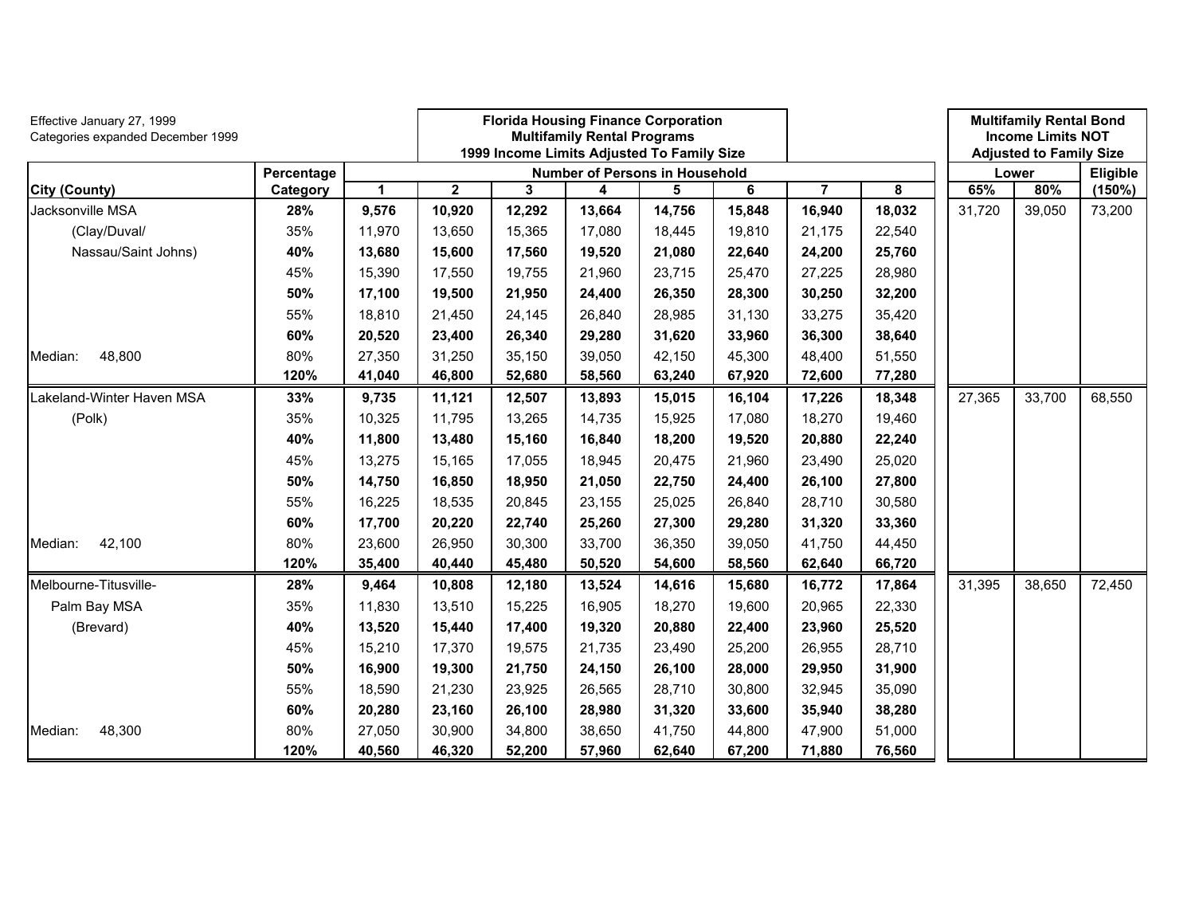Effective January 27, 1999
Categories expanded December 1999

**Florida Housing Finance Corporation**
**Multifamily Rental Programs**
**1999 Income Limits Adjusted To Family Size**

**Multifamily Rental Bond Income Limits NOT Adjusted to Family Size**

| City (County) | Percentage Category | Number of Persons in Household | | | | | | | | Lower | | Eligible |
|---|---|---|---|---|---|---|---|---|---|---|---|---|
| | | 1 | 2 | 3 | 4 | 5 | 6 | 7 | 8 | 65% | 80% | (150%) |
| Jacksonville MSA | **28%** | **9,576** | **10,920** | **12,292** | **13,664** | **14,756** | **15,848** | **16,940** | **18,032** | 31,720 | 39,050 | 73,200 |
| (Clay/Duval/ | 35% | 11,970 | 13,650 | 15,365 | 17,080 | 18,445 | 19,810 | 21,175 | 22,540 | | | |
| Nassau/Saint Johns) | **40%** | **13,680** | **15,600** | **17,560** | **19,520** | **21,080** | **22,640** | **24,200** | **25,760** | | | |
| | 45% | 15,390 | 17,550 | 19,755 | 21,960 | 23,715 | 25,470 | 27,225 | 28,980 | | | |
| | **50%** | **17,100** | **19,500** | **21,950** | **24,400** | **26,350** | **28,300** | **30,250** | **32,200** | | | |
| | 55% | 18,810 | 21,450 | 24,145 | 26,840 | 28,985 | 31,130 | 33,275 | 35,420 | | | |
| | **60%** | **20,520** | **23,400** | **26,340** | **29,280** | **31,620** | **33,960** | **36,300** | **38,640** | | | |
| Median: 48,800 | 80% | 27,350 | 31,250 | 35,150 | 39,050 | 42,150 | 45,300 | 48,400 | 51,550 | | | |
| | **120%** | **41,040** | **46,800** | **52,680** | **58,560** | **63,240** | **67,920** | **72,600** | **77,280** | | | |
| Lakeland-Winter Haven MSA | **33%** | **9,735** | **11,121** | **12,507** | **13,893** | **15,015** | **16,104** | **17,226** | **18,348** | 27,365 | 33,700 | 68,550 |
| (Polk) | 35% | 10,325 | 11,795 | 13,265 | 14,735 | 15,925 | 17,080 | 18,270 | 19,460 | | | |
| | **40%** | **11,800** | **13,480** | **15,160** | **16,840** | **18,200** | **19,520** | **20,880** | **22,240** | | | |
| | 45% | 13,275 | 15,165 | 17,055 | 18,945 | 20,475 | 21,960 | 23,490 | 25,020 | | | |
| | **50%** | **14,750** | **16,850** | **18,950** | **21,050** | **22,750** | **24,400** | **26,100** | **27,800** | | | |
| | 55% | 16,225 | 18,535 | 20,845 | 23,155 | 25,025 | 26,840 | 28,710 | 30,580 | | | |
| | **60%** | **17,700** | **20,220** | **22,740** | **25,260** | **27,300** | **29,280** | **31,320** | **33,360** | | | |
| Median: 42,100 | 80% | 23,600 | 26,950 | 30,300 | 33,700 | 36,350 | 39,050 | 41,750 | 44,450 | | | |
| | **120%** | **35,400** | **40,440** | **45,480** | **50,520** | **54,600** | **58,560** | **62,640** | **66,720** | | | |
| Melbourne-Titusville- | **28%** | **9,464** | **10,808** | **12,180** | **13,524** | **14,616** | **15,680** | **16,772** | **17,864** | 31,395 | 38,650 | 72,450 |
| Palm Bay MSA | 35% | 11,830 | 13,510 | 15,225 | 16,905 | 18,270 | 19,600 | 20,965 | 22,330 | | | |
| (Brevard) | **40%** | **13,520** | **15,440** | **17,400** | **19,320** | **20,880** | **22,400** | **23,960** | **25,520** | | | |
| | 45% | 15,210 | 17,370 | 19,575 | 21,735 | 23,490 | 25,200 | 26,955 | 28,710 | | | |
| | **50%** | **16,900** | **19,300** | **21,750** | **24,150** | **26,100** | **28,000** | **29,950** | **31,900** | | | |
| | 55% | 18,590 | 21,230 | 23,925 | 26,565 | 28,710 | 30,800 | 32,945 | 35,090 | | | |
| | **60%** | **20,280** | **23,160** | **26,100** | **28,980** | **31,320** | **33,600** | **35,940** | **38,280** | | | |
| Median: 48,300 | 80% | 27,050 | 30,900 | 34,800 | 38,650 | 41,750 | 44,800 | 47,900 | 51,000 | | | |
| | **120%** | **40,560** | **46,320** | **52,200** | **57,960** | **62,640** | **67,200** | **71,880** | **76,560** | | | |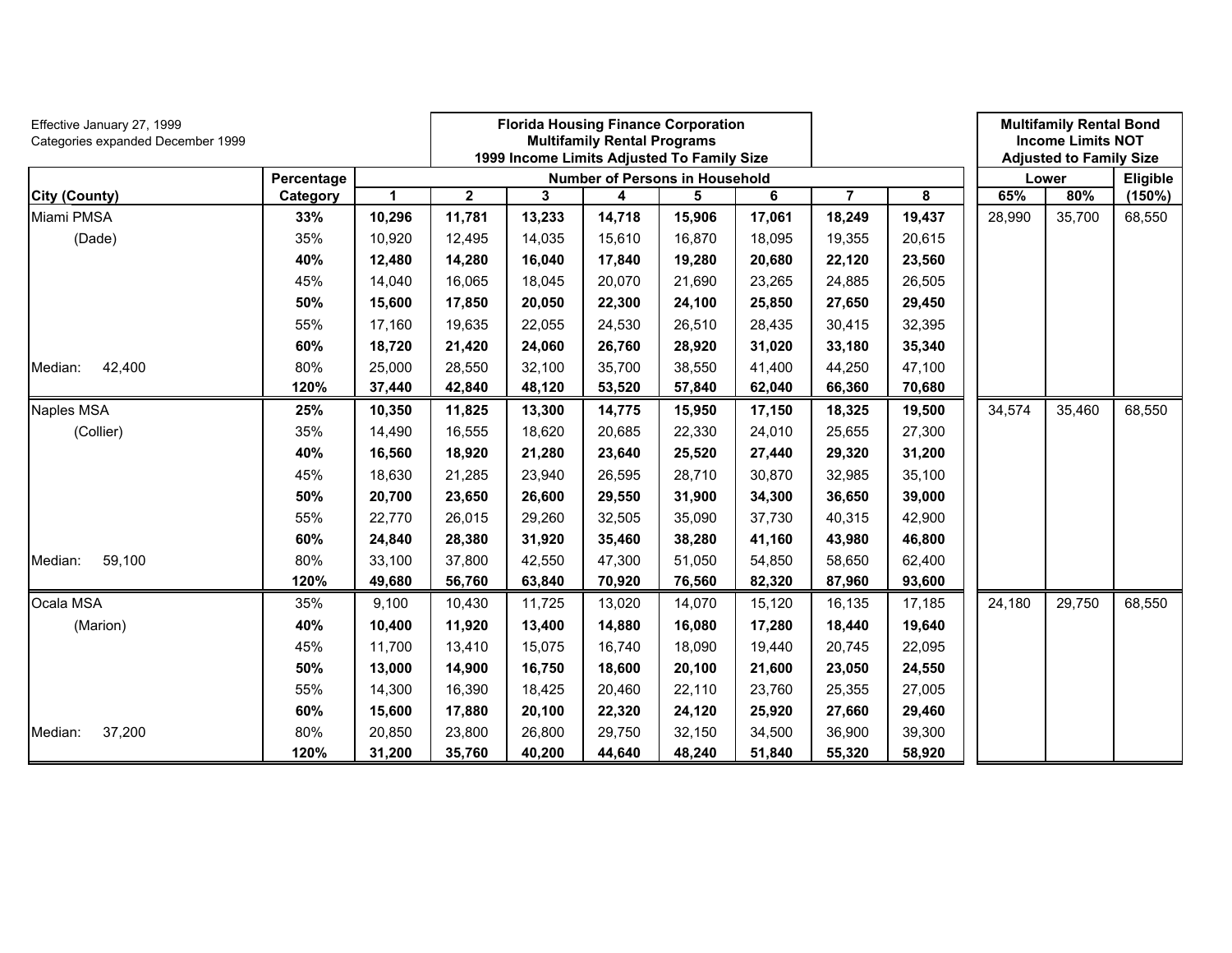Effective January 27, 1999
Categories expanded December 1999

**Florida Housing Finance Corporation**
**Multifamily Rental Programs**
**1999 Income Limits Adjusted To Family Size**

**Multifamily Rental Bond Income Limits NOT Adjusted to Family Size**

| City (County) | Percentage Category | Number of Persons in Household | | | | | | | | Lower | | Eligible |
|---|---|---|---|---|---|---|---|---|---|---|---|---|
| | | 1 | 2 | 3 | 4 | 5 | 6 | 7 | 8 | 65% | 80% | (150%) |
| Miami PMSA | **33%** | **10,296** | **11,781** | **13,233** | **14,718** | **15,906** | **17,061** | **18,249** | **19,437** | 28,990 | 35,700 | 68,550 |
| (Dade) | 35% | 10,920 | 12,495 | 14,035 | 15,610 | 16,870 | 18,095 | 19,355 | 20,615 | | | |
| | **40%** | **12,480** | **14,280** | **16,040** | **17,840** | **19,280** | **20,680** | **22,120** | **23,560** | | | |
| | 45% | 14,040 | 16,065 | 18,045 | 20,070 | 21,690 | 23,265 | 24,885 | 26,505 | | | |
| | **50%** | **15,600** | **17,850** | **20,050** | **22,300** | **24,100** | **25,850** | **27,650** | **29,450** | | | |
| | 55% | 17,160 | 19,635 | 22,055 | 24,530 | 26,510 | 28,435 | 30,415 | 32,395 | | | |
| | **60%** | **18,720** | **21,420** | **24,060** | **26,760** | **28,920** | **31,020** | **33,180** | **35,340** | | | |
| Median: 42,400 | 80% | 25,000 | 28,550 | 32,100 | 35,700 | 38,550 | 41,400 | 44,250 | 47,100 | | | |
| | **120%** | **37,440** | **42,840** | **48,120** | **53,520** | **57,840** | **62,040** | **66,360** | **70,680** | | | |
| Naples MSA | **25%** | **10,350** | **11,825** | **13,300** | **14,775** | **15,950** | **17,150** | **18,325** | **19,500** | 34,574 | 35,460 | 68,550 |
| (Collier) | 35% | 14,490 | 16,555 | 18,620 | 20,685 | 22,330 | 24,010 | 25,655 | 27,300 | | | |
| | **40%** | **16,560** | **18,920** | **21,280** | **23,640** | **25,520** | **27,440** | **29,320** | **31,200** | | | |
| | 45% | 18,630 | 21,285 | 23,940 | 26,595 | 28,710 | 30,870 | 32,985 | 35,100 | | | |
| | **50%** | **20,700** | **23,650** | **26,600** | **29,550** | **31,900** | **34,300** | **36,650** | **39,000** | | | |
| | 55% | 22,770 | 26,015 | 29,260 | 32,505 | 35,090 | 37,730 | 40,315 | 42,900 | | | |
| | **60%** | **24,840** | **28,380** | **31,920** | **35,460** | **38,280** | **41,160** | **43,980** | **46,800** | | | |
| Median: 59,100 | 80% | 33,100 | 37,800 | 42,550 | 47,300 | 51,050 | 54,850 | 58,650 | 62,400 | | | |
| | **120%** | **49,680** | **56,760** | **63,840** | **70,920** | **76,560** | **82,320** | **87,960** | **93,600** | | | |
| Ocala MSA | 35% | 9,100 | 10,430 | 11,725 | 13,020 | 14,070 | 15,120 | 16,135 | 17,185 | 24,180 | 29,750 | 68,550 |
| (Marion) | **40%** | **10,400** | **11,920** | **13,400** | **14,880** | **16,080** | **17,280** | **18,440** | **19,640** | | | |
| | 45% | 11,700 | 13,410 | 15,075 | 16,740 | 18,090 | 19,440 | 20,745 | 22,095 | | | |
| | **50%** | **13,000** | **14,900** | **16,750** | **18,600** | **20,100** | **21,600** | **23,050** | **24,550** | | | |
| | 55% | 14,300 | 16,390 | 18,425 | 20,460 | 22,110 | 23,760 | 25,355 | 27,005 | | | |
| | **60%** | **15,600** | **17,880** | **20,100** | **22,320** | **24,120** | **25,920** | **27,660** | **29,460** | | | |
| Median: 37,200 | 80% | 20,850 | 23,800 | 26,800 | 29,750 | 32,150 | 34,500 | 36,900 | 39,300 | | | |
| | **120%** | **31,200** | **35,760** | **40,200** | **44,640** | **48,240** | **51,840** | **55,320** | **58,920** | | | |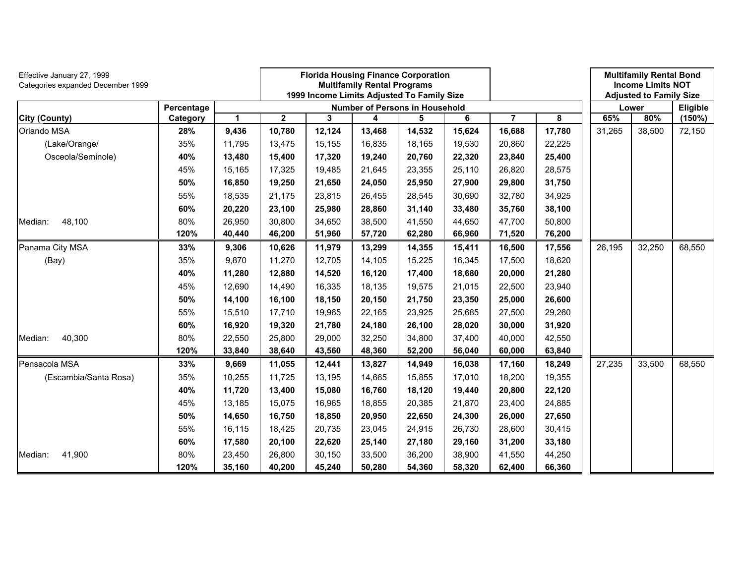Effective January 27, 1999
Categories expanded December 1999

**Florida Housing Finance Corporation**
**Multifamily Rental Programs**
**1999 Income Limits Adjusted To Family Size**

**Multifamily Rental Bond Income Limits NOT Adjusted to Family Size**

| City (County) | Percentage Category | Number of Persons in Household | | | | | | | | Lower | | Eligible |
|---|---|---|---|---|---|---|---|---|---|---|---|---|
| | | 1 | 2 | 3 | 4 | 5 | 6 | 7 | 8 | 65% | 80% | (150%) |
| Orlando MSA | **28%** | **9,436** | **10,780** | **12,124** | **13,468** | **14,532** | **15,624** | **16,688** | **17,780** | 31,265 | 38,500 | 72,150 |
| (Lake/Orange/ | 35% | 11,795 | 13,475 | 15,155 | 16,835 | 18,165 | 19,530 | 20,860 | 22,225 | | | |
| Osceola/Seminole) | **40%** | **13,480** | **15,400** | **17,320** | **19,240** | **20,760** | **22,320** | **23,840** | **25,400** | | | |
| | 45% | 15,165 | 17,325 | 19,485 | 21,645 | 23,355 | 25,110 | 26,820 | 28,575 | | | |
| | **50%** | **16,850** | **19,250** | **21,650** | **24,050** | **25,950** | **27,900** | **29,800** | **31,750** | | | |
| | 55% | 18,535 | 21,175 | 23,815 | 26,455 | 28,545 | 30,690 | 32,780 | 34,925 | | | |
| | **60%** | **20,220** | **23,100** | **25,980** | **28,860** | **31,140** | **33,480** | **35,760** | **38,100** | | | |
| Median: 48,100 | 80% | 26,950 | 30,800 | 34,650 | 38,500 | 41,550 | 44,650 | 47,700 | 50,800 | | | |
| | **120%** | **40,440** | **46,200** | **51,960** | **57,720** | **62,280** | **66,960** | **71,520** | **76,200** | | | |
| Panama City MSA | **33%** | **9,306** | **10,626** | **11,979** | **13,299** | **14,355** | **15,411** | **16,500** | **17,556** | 26,195 | 32,250 | 68,550 |
| (Bay) | 35% | 9,870 | 11,270 | 12,705 | 14,105 | 15,225 | 16,345 | 17,500 | 18,620 | | | |
| | **40%** | **11,280** | **12,880** | **14,520** | **16,120** | **17,400** | **18,680** | **20,000** | **21,280** | | | |
| | 45% | 12,690 | 14,490 | 16,335 | 18,135 | 19,575 | 21,015 | 22,500 | 23,940 | | | |
| | **50%** | **14,100** | **16,100** | **18,150** | **20,150** | **21,750** | **23,350** | **25,000** | **26,600** | | | |
| | 55% | 15,510 | 17,710 | 19,965 | 22,165 | 23,925 | 25,685 | 27,500 | 29,260 | | | |
| | **60%** | **16,920** | **19,320** | **21,780** | **24,180** | **26,100** | **28,020** | **30,000** | **31,920** | | | |
| Median: 40,300 | 80% | 22,550 | 25,800 | 29,000 | 32,250 | 34,800 | 37,400 | 40,000 | 42,550 | | | |
| | **120%** | **33,840** | **38,640** | **43,560** | **48,360** | **52,200** | **56,040** | **60,000** | **63,840** | | | |
| Pensacola MSA | **33%** | **9,669** | **11,055** | **12,441** | **13,827** | **14,949** | **16,038** | **17,160** | **18,249** | 27,235 | 33,500 | 68,550 |
| (Escambia/Santa Rosa) | 35% | 10,255 | 11,725 | 13,195 | 14,665 | 15,855 | 17,010 | 18,200 | 19,355 | | | |
| | **40%** | **11,720** | **13,400** | **15,080** | **16,760** | **18,120** | **19,440** | **20,800** | **22,120** | | | |
| | 45% | 13,185 | 15,075 | 16,965 | 18,855 | 20,385 | 21,870 | 23,400 | 24,885 | | | |
| | **50%** | **14,650** | **16,750** | **18,850** | **20,950** | **22,650** | **24,300** | **26,000** | **27,650** | | | |
| | 55% | 16,115 | 18,425 | 20,735 | 23,045 | 24,915 | 26,730 | 28,600 | 30,415 | | | |
| | **60%** | **17,580** | **20,100** | **22,620** | **25,140** | **27,180** | **29,160** | **31,200** | **33,180** | | | |
| Median: 41,900 | 80% | 23,450 | 26,800 | 30,150 | 33,500 | 36,200 | 38,900 | 41,550 | 44,250 | | | |
| | **120%** | **35,160** | **40,200** | **45,240** | **50,280** | **54,360** | **58,320** | **62,400** | **66,360** | | | |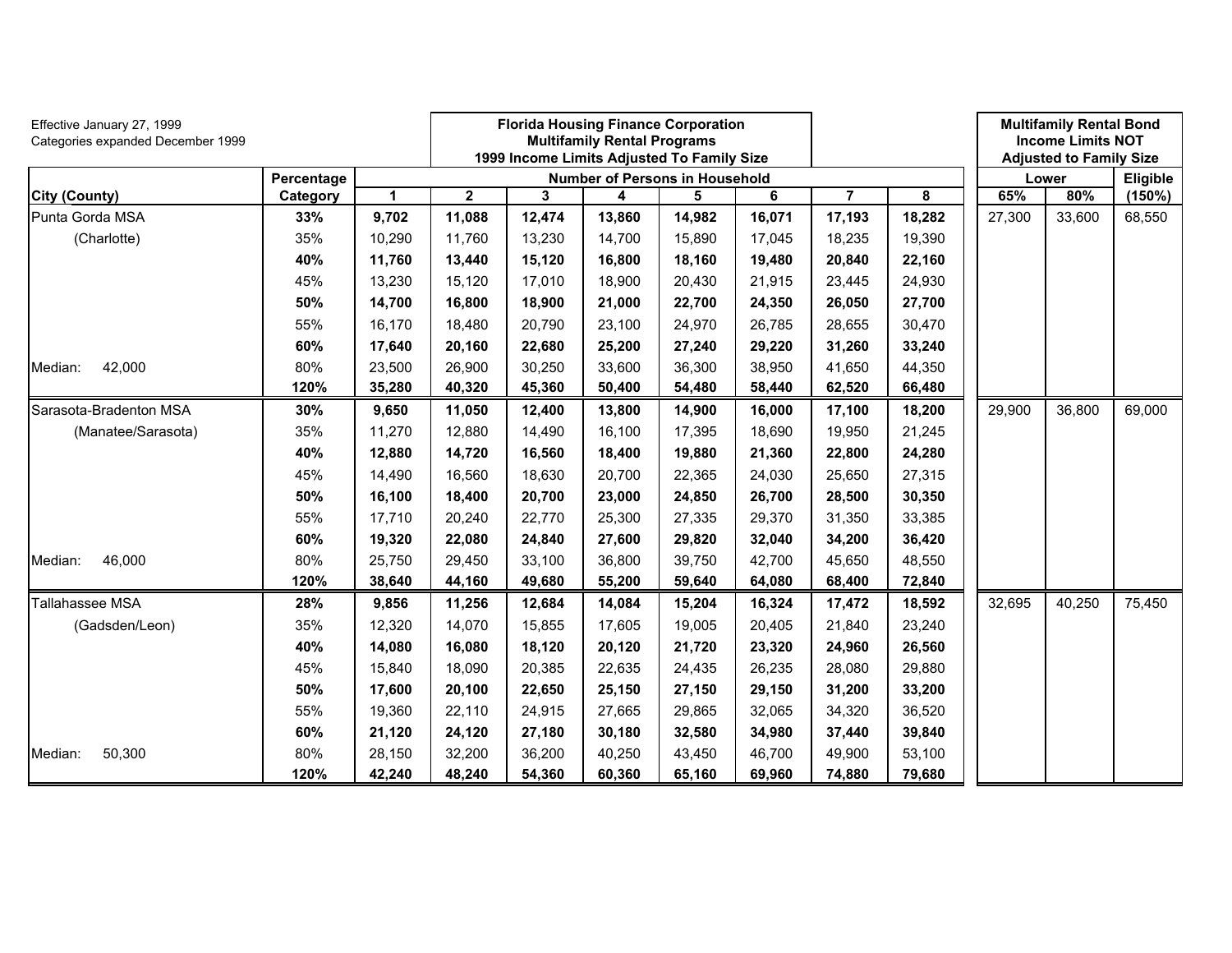Effective January 27, 1999
Categories expanded December 1999

**Florida Housing Finance Corporation**
**Multifamily Rental Programs**
**1999 Income Limits Adjusted To Family Size**

| City (County) | Percentage Category | Number of Persons in Household 1 | 2 | 3 | 4 | 5 | 6 | 7 | 8 | Multifamily Rental Bond Income Limits NOT Adjusted to Family Size: Lower 65% | Lower 80% | Eligible (150%) |
|---|---|---|---|---|---|---|---|---|---|---|---|---|
| Punta Gorda MSA | **33%** | **9,702** | **11,088** | **12,474** | **13,860** | **14,982** | **16,071** | **17,193** | **18,282** | 27,300 | 33,600 | 68,550 |
| (Charlotte) | 35% | 10,290 | 11,760 | 13,230 | 14,700 | 15,890 | 17,045 | 18,235 | 19,390 | | | |
| | **40%** | **11,760** | **13,440** | **15,120** | **16,800** | **18,160** | **19,480** | **20,840** | **22,160** | | | |
| | 45% | 13,230 | 15,120 | 17,010 | 18,900 | 20,430 | 21,915 | 23,445 | 24,930 | | | |
| | **50%** | **14,700** | **16,800** | **18,900** | **21,000** | **22,700** | **24,350** | **26,050** | **27,700** | | | |
| | 55% | 16,170 | 18,480 | 20,790 | 23,100 | 24,970 | 26,785 | 28,655 | 30,470 | | | |
| | **60%** | **17,640** | **20,160** | **22,680** | **25,200** | **27,240** | **29,220** | **31,260** | **33,240** | | | |
| Median: 42,000 | 80% | 23,500 | 26,900 | 30,250 | 33,600 | 36,300 | 38,950 | 41,650 | 44,350 | | | |
| | **120%** | **35,280** | **40,320** | **45,360** | **50,400** | **54,480** | **58,440** | **62,520** | **66,480** | | | |
| Sarasota-Bradenton MSA | **30%** | **9,650** | **11,050** | **12,400** | **13,800** | **14,900** | **16,000** | **17,100** | **18,200** | 29,900 | 36,800 | 69,000 |
| (Manatee/Sarasota) | 35% | 11,270 | 12,880 | 14,490 | 16,100 | 17,395 | 18,690 | 19,950 | 21,245 | | | |
| | **40%** | **12,880** | **14,720** | **16,560** | **18,400** | **19,880** | **21,360** | **22,800** | **24,280** | | | |
| | 45% | 14,490 | 16,560 | 18,630 | 20,700 | 22,365 | 24,030 | 25,650 | 27,315 | | | |
| | **50%** | **16,100** | **18,400** | **20,700** | **23,000** | **24,850** | **26,700** | **28,500** | **30,350** | | | |
| | 55% | 17,710 | 20,240 | 22,770 | 25,300 | 27,335 | 29,370 | 31,350 | 33,385 | | | |
| | **60%** | **19,320** | **22,080** | **24,840** | **27,600** | **29,820** | **32,040** | **34,200** | **36,420** | | | |
| Median: 46,000 | 80% | 25,750 | 29,450 | 33,100 | 36,800 | 39,750 | 42,700 | 45,650 | 48,550 | | | |
| | **120%** | **38,640** | **44,160** | **49,680** | **55,200** | **59,640** | **64,080** | **68,400** | **72,840** | | | |
| Tallahassee MSA | **28%** | **9,856** | **11,256** | **12,684** | **14,084** | **15,204** | **16,324** | **17,472** | **18,592** | 32,695 | 40,250 | 75,450 |
| (Gadsden/Leon) | 35% | 12,320 | 14,070 | 15,855 | 17,605 | 19,005 | 20,405 | 21,840 | 23,240 | | | |
| | **40%** | **14,080** | **16,080** | **18,120** | **20,120** | **21,720** | **23,320** | **24,960** | **26,560** | | | |
| | 45% | 15,840 | 18,090 | 20,385 | 22,635 | 24,435 | 26,235 | 28,080 | 29,880 | | | |
| | **50%** | **17,600** | **20,100** | **22,650** | **25,150** | **27,150** | **29,150** | **31,200** | **33,200** | | | |
| | 55% | 19,360 | 22,110 | 24,915 | 27,665 | 29,865 | 32,065 | 34,320 | 36,520 | | | |
| | **60%** | **21,120** | **24,120** | **27,180** | **30,180** | **32,580** | **34,980** | **37,440** | **39,840** | | | |
| Median: 50,300 | 80% | 28,150 | 32,200 | 36,200 | 40,250 | 43,450 | 46,700 | 49,900 | 53,100 | | | |
| | **120%** | **42,240** | **48,240** | **54,360** | **60,360** | **65,160** | **69,960** | **74,880** | **79,680** | | | |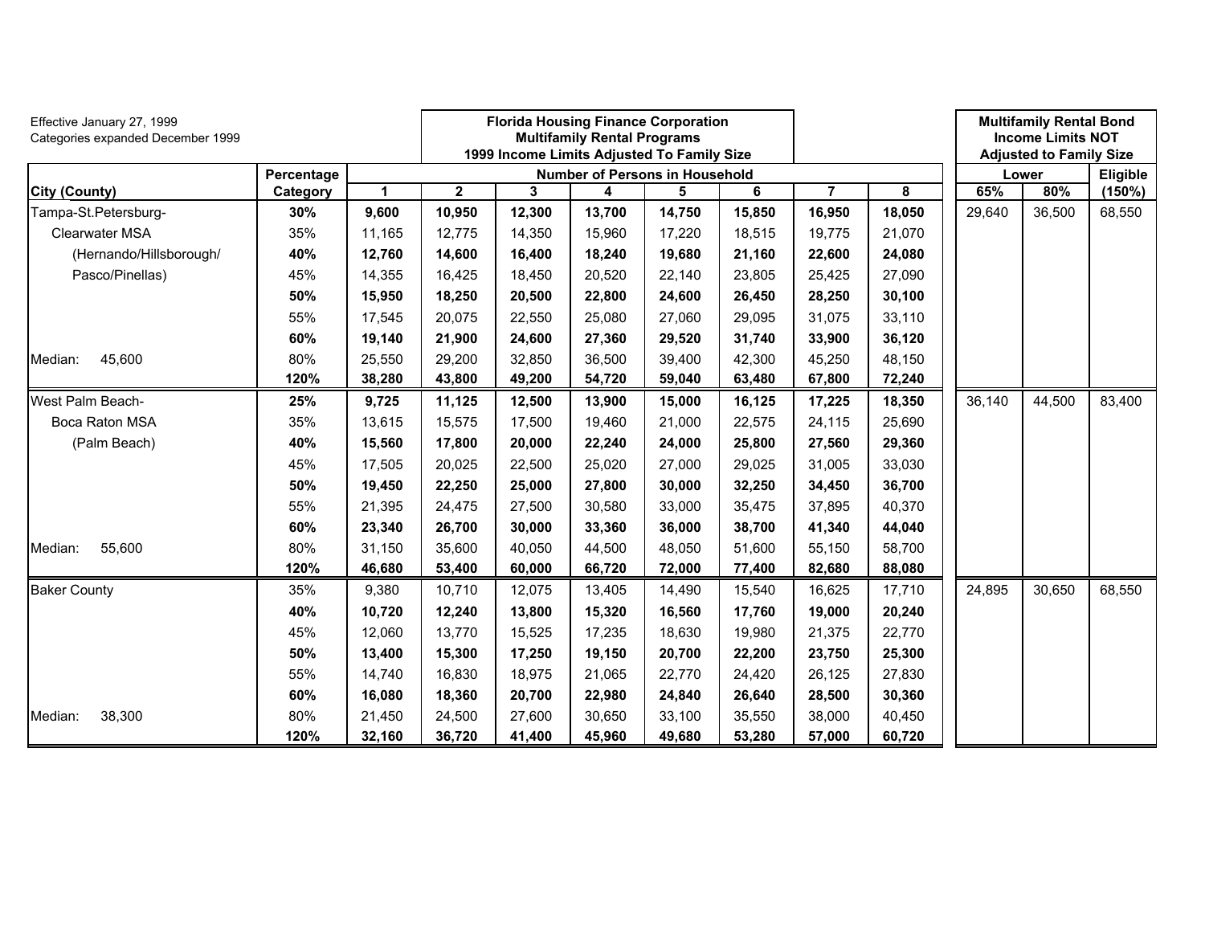Effective January 27, 1999
Categories expanded December 1999

**Florida Housing Finance Corporation**
**Multifamily Rental Programs**
**1999 Income Limits Adjusted To Family Size**

**Multifamily Rental Bond Income Limits NOT Adjusted to Family Size**

| City (County) | Percentage Category | Number of Persons in Household | | | | | | | | Lower | | Eligible |
|---|---|---|---|---|---|---|---|---|---|---|---|---|
| | | 1 | 2 | 3 | 4 | 5 | 6 | 7 | 8 | 65% | 80% | (150%) |
| Tampa-St.Petersburg- | **30%** | **9,600** | **10,950** | **12,300** | **13,700** | **14,750** | **15,850** | **16,950** | **18,050** | 29,640 | 36,500 | 68,550 |
| Clearwater MSA | 35% | 11,165 | 12,775 | 14,350 | 15,960 | 17,220 | 18,515 | 19,775 | 21,070 | | | |
| (Hernando/Hillsborough/ | **40%** | **12,760** | **14,600** | **16,400** | **18,240** | **19,680** | **21,160** | **22,600** | **24,080** | | | |
| Pasco/Pinellas) | 45% | 14,355 | 16,425 | 18,450 | 20,520 | 22,140 | 23,805 | 25,425 | 27,090 | | | |
| | **50%** | **15,950** | **18,250** | **20,500** | **22,800** | **24,600** | **26,450** | **28,250** | **30,100** | | | |
| | 55% | 17,545 | 20,075 | 22,550 | 25,080 | 27,060 | 29,095 | 31,075 | 33,110 | | | |
| | **60%** | **19,140** | **21,900** | **24,600** | **27,360** | **29,520** | **31,740** | **33,900** | **36,120** | | | |
| Median: 45,600 | 80% | 25,550 | 29,200 | 32,850 | 36,500 | 39,400 | 42,300 | 45,250 | 48,150 | | | |
| | **120%** | **38,280** | **43,800** | **49,200** | **54,720** | **59,040** | **63,480** | **67,800** | **72,240** | | | |
| West Palm Beach- | **25%** | **9,725** | **11,125** | **12,500** | **13,900** | **15,000** | **16,125** | **17,225** | **18,350** | 36,140 | 44,500 | 83,400 |
| Boca Raton MSA | 35% | 13,615 | 15,575 | 17,500 | 19,460 | 21,000 | 22,575 | 24,115 | 25,690 | | | |
| (Palm Beach) | **40%** | **15,560** | **17,800** | **20,000** | **22,240** | **24,000** | **25,800** | **27,560** | **29,360** | | | |
| | 45% | 17,505 | 20,025 | 22,500 | 25,020 | 27,000 | 29,025 | 31,005 | 33,030 | | | |
| | **50%** | **19,450** | **22,250** | **25,000** | **27,800** | **30,000** | **32,250** | **34,450** | **36,700** | | | |
| | 55% | 21,395 | 24,475 | 27,500 | 30,580 | 33,000 | 35,475 | 37,895 | 40,370 | | | |
| | **60%** | **23,340** | **26,700** | **30,000** | **33,360** | **36,000** | **38,700** | **41,340** | **44,040** | | | |
| Median: 55,600 | 80% | 31,150 | 35,600 | 40,050 | 44,500 | 48,050 | 51,600 | 55,150 | 58,700 | | | |
| | **120%** | **46,680** | **53,400** | **60,000** | **66,720** | **72,000** | **77,400** | **82,680** | **88,080** | | | |
| Baker County | 35% | 9,380 | 10,710 | 12,075 | 13,405 | 14,490 | 15,540 | 16,625 | 17,710 | 24,895 | 30,650 | 68,550 |
| | **40%** | **10,720** | **12,240** | **13,800** | **15,320** | **16,560** | **17,760** | **19,000** | **20,240** | | | |
| | 45% | 12,060 | 13,770 | 15,525 | 17,235 | 18,630 | 19,980 | 21,375 | 22,770 | | | |
| | **50%** | **13,400** | **15,300** | **17,250** | **19,150** | **20,700** | **22,200** | **23,750** | **25,300** | | | |
| | 55% | 14,740 | 16,830 | 18,975 | 21,065 | 22,770 | 24,420 | 26,125 | 27,830 | | | |
| | **60%** | **16,080** | **18,360** | **20,700** | **22,980** | **24,840** | **26,640** | **28,500** | **30,360** | | | |
| Median: 38,300 | 80% | 21,450 | 24,500 | 27,600 | 30,650 | 33,100 | 35,550 | 38,000 | 40,450 | | | |
| | **120%** | **32,160** | **36,720** | **41,400** | **45,960** | **49,680** | **53,280** | **57,000** | **60,720** | | | |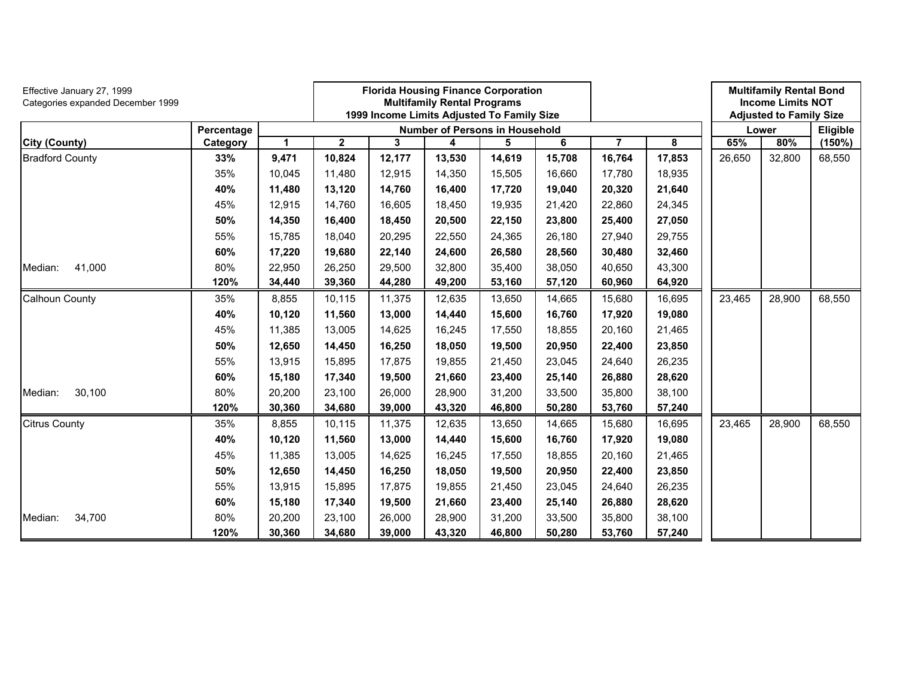Effective January 27, 1999
Categories expanded December 1999

**Florida Housing Finance Corporation**
**Multifamily Rental Programs**
**1999 Income Limits Adjusted To Family Size**

**Multifamily Rental Bond Income Limits NOT Adjusted to Family Size**

| City (County) | Percentage Category | Number of Persons in Household | | | | | | | | Lower | | Eligible |
|---|---|---|---|---|---|---|---|---|---|---|---|---|
| | | 1 | 2 | 3 | 4 | 5 | 6 | 7 | 8 | 65% | 80% | (150%) |
| Bradford County | **33%** | **9,471** | **10,824** | **12,177** | **13,530** | **14,619** | **15,708** | **16,764** | **17,853** | 26,650 | 32,800 | 68,550 |
| | 35% | 10,045 | 11,480 | 12,915 | 14,350 | 15,505 | 16,660 | 17,780 | 18,935 | | | |
| | **40%** | **11,480** | **13,120** | **14,760** | **16,400** | **17,720** | **19,040** | **20,320** | **21,640** | | | |
| | 45% | 12,915 | 14,760 | 16,605 | 18,450 | 19,935 | 21,420 | 22,860 | 24,345 | | | |
| | **50%** | **14,350** | **16,400** | **18,450** | **20,500** | **22,150** | **23,800** | **25,400** | **27,050** | | | |
| | 55% | 15,785 | 18,040 | 20,295 | 22,550 | 24,365 | 26,180 | 27,940 | 29,755 | | | |
| | **60%** | **17,220** | **19,680** | **22,140** | **24,600** | **26,580** | **28,560** | **30,480** | **32,460** | | | |
| Median: 41,000 | 80% | 22,950 | 26,250 | 29,500 | 32,800 | 35,400 | 38,050 | 40,650 | 43,300 | | | |
| | **120%** | **34,440** | **39,360** | **44,280** | **49,200** | **53,160** | **57,120** | **60,960** | **64,920** | | | |
| Calhoun County | 35% | 8,855 | 10,115 | 11,375 | 12,635 | 13,650 | 14,665 | 15,680 | 16,695 | 23,465 | 28,900 | 68,550 |
| | **40%** | **10,120** | **11,560** | **13,000** | **14,440** | **15,600** | **16,760** | **17,920** | **19,080** | | | |
| | 45% | 11,385 | 13,005 | 14,625 | 16,245 | 17,550 | 18,855 | 20,160 | 21,465 | | | |
| | **50%** | **12,650** | **14,450** | **16,250** | **18,050** | **19,500** | **20,950** | **22,400** | **23,850** | | | |
| | 55% | 13,915 | 15,895 | 17,875 | 19,855 | 21,450 | 23,045 | 24,640 | 26,235 | | | |
| | **60%** | **15,180** | **17,340** | **19,500** | **21,660** | **23,400** | **25,140** | **26,880** | **28,620** | | | |
| Median: 30,100 | 80% | 20,200 | 23,100 | 26,000 | 28,900 | 31,200 | 33,500 | 35,800 | 38,100 | | | |
| | **120%** | **30,360** | **34,680** | **39,000** | **43,320** | **46,800** | **50,280** | **53,760** | **57,240** | | | |
| Citrus County | 35% | 8,855 | 10,115 | 11,375 | 12,635 | 13,650 | 14,665 | 15,680 | 16,695 | 23,465 | 28,900 | 68,550 |
| | **40%** | **10,120** | **11,560** | **13,000** | **14,440** | **15,600** | **16,760** | **17,920** | **19,080** | | | |
| | 45% | 11,385 | 13,005 | 14,625 | 16,245 | 17,550 | 18,855 | 20,160 | 21,465 | | | |
| | **50%** | **12,650** | **14,450** | **16,250** | **18,050** | **19,500** | **20,950** | **22,400** | **23,850** | | | |
| | 55% | 13,915 | 15,895 | 17,875 | 19,855 | 21,450 | 23,045 | 24,640 | 26,235 | | | |
| | **60%** | **15,180** | **17,340** | **19,500** | **21,660** | **23,400** | **25,140** | **26,880** | **28,620** | | | |
| Median: 34,700 | 80% | 20,200 | 23,100 | 26,000 | 28,900 | 31,200 | 33,500 | 35,800 | 38,100 | | | |
| | **120%** | **30,360** | **34,680** | **39,000** | **43,320** | **46,800** | **50,280** | **53,760** | **57,240** | | | |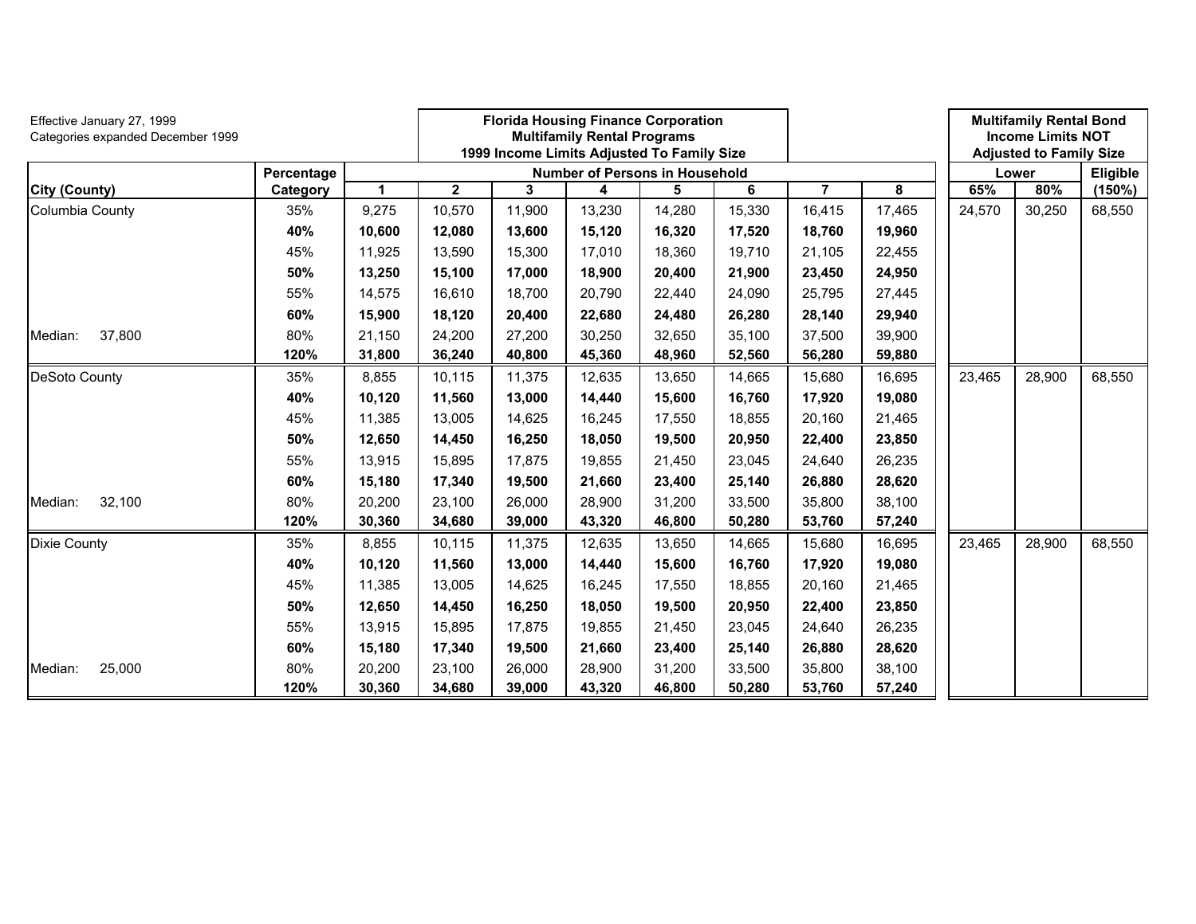Effective January 27, 1999
Categories expanded December 1999

| | | Florida Housing Finance Corporation Multifamily Rental Programs 1999 Income Limits Adjusted To Family Size | | | | | | | | Multifamily Rental Bond Income Limits NOT Adjusted to Family Size | | |
|---|---|---|---|---|---|---|---|---|---|---|---|---|
| | Percentage | Number of Persons in Household | | | | | | | | Lower | | Eligible |
| City (County) | Category | 1 | 2 | 3 | 4 | 5 | 6 | 7 | 8 | 65% | 80% | (150%) |
| Columbia County | 35% | 9,275 | 10,570 | 11,900 | 13,230 | 14,280 | 15,330 | 16,415 | 17,465 | 24,570 | 30,250 | 68,550 |
| | **40%** | **10,600** | **12,080** | **13,600** | **15,120** | **16,320** | **17,520** | **18,760** | **19,960** | | | |
| | 45% | 11,925 | 13,590 | 15,300 | 17,010 | 18,360 | 19,710 | 21,105 | 22,455 | | | |
| | **50%** | **13,250** | **15,100** | **17,000** | **18,900** | **20,400** | **21,900** | **23,450** | **24,950** | | | |
| | 55% | 14,575 | 16,610 | 18,700 | 20,790 | 22,440 | 24,090 | 25,795 | 27,445 | | | |
| | **60%** | **15,900** | **18,120** | **20,400** | **22,680** | **24,480** | **26,280** | **28,140** | **29,940** | | | |
| Median: 37,800 | 80% | 21,150 | 24,200 | 27,200 | 30,250 | 32,650 | 35,100 | 37,500 | 39,900 | | | |
| | **120%** | **31,800** | **36,240** | **40,800** | **45,360** | **48,960** | **52,560** | **56,280** | **59,880** | | | |
| DeSoto County | 35% | 8,855 | 10,115 | 11,375 | 12,635 | 13,650 | 14,665 | 15,680 | 16,695 | 23,465 | 28,900 | 68,550 |
| | **40%** | **10,120** | **11,560** | **13,000** | **14,440** | **15,600** | **16,760** | **17,920** | **19,080** | | | |
| | 45% | 11,385 | 13,005 | 14,625 | 16,245 | 17,550 | 18,855 | 20,160 | 21,465 | | | |
| | **50%** | **12,650** | **14,450** | **16,250** | **18,050** | **19,500** | **20,950** | **22,400** | **23,850** | | | |
| | 55% | 13,915 | 15,895 | 17,875 | 19,855 | 21,450 | 23,045 | 24,640 | 26,235 | | | |
| | **60%** | **15,180** | **17,340** | **19,500** | **21,660** | **23,400** | **25,140** | **26,880** | **28,620** | | | |
| Median: 32,100 | 80% | 20,200 | 23,100 | 26,000 | 28,900 | 31,200 | 33,500 | 35,800 | 38,100 | | | |
| | **120%** | **30,360** | **34,680** | **39,000** | **43,320** | **46,800** | **50,280** | **53,760** | **57,240** | | | |
| Dixie County | 35% | 8,855 | 10,115 | 11,375 | 12,635 | 13,650 | 14,665 | 15,680 | 16,695 | 23,465 | 28,900 | 68,550 |
| | **40%** | **10,120** | **11,560** | **13,000** | **14,440** | **15,600** | **16,760** | **17,920** | **19,080** | | | |
| | 45% | 11,385 | 13,005 | 14,625 | 16,245 | 17,550 | 18,855 | 20,160 | 21,465 | | | |
| | **50%** | **12,650** | **14,450** | **16,250** | **18,050** | **19,500** | **20,950** | **22,400** | **23,850** | | | |
| | 55% | 13,915 | 15,895 | 17,875 | 19,855 | 21,450 | 23,045 | 24,640 | 26,235 | | | |
| | **60%** | **15,180** | **17,340** | **19,500** | **21,660** | **23,400** | **25,140** | **26,880** | **28,620** | | | |
| Median: 25,000 | 80% | 20,200 | 23,100 | 26,000 | 28,900 | 31,200 | 33,500 | 35,800 | 38,100 | | | |
| | **120%** | **30,360** | **34,680** | **39,000** | **43,320** | **46,800** | **50,280** | **53,760** | **57,240** | | | |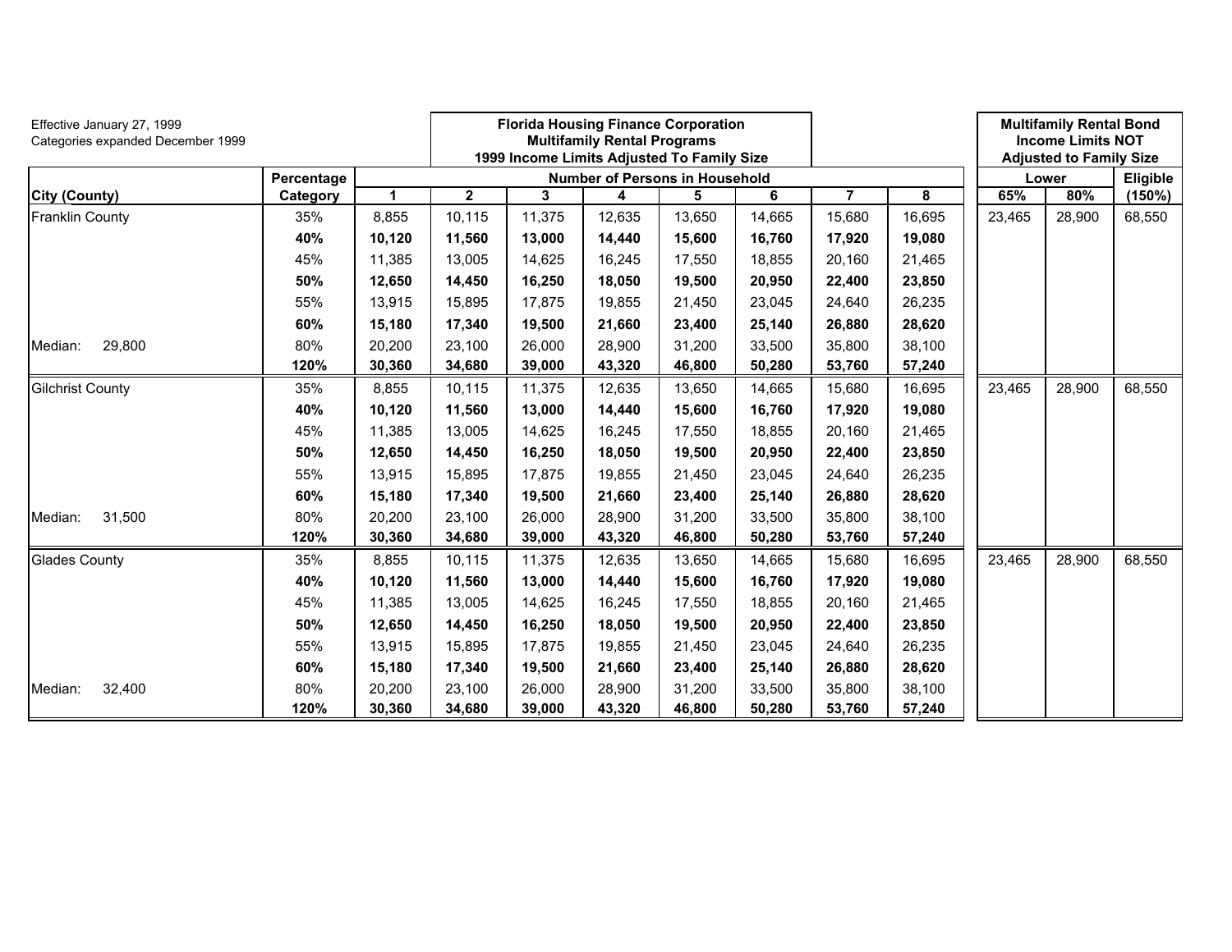Effective January 27, 1999
Categories expanded December 1999

**Florida Housing Finance Corporation**
**Multifamily Rental Programs**
**1999 Income Limits Adjusted To Family Size**

**Multifamily Rental Bond Income Limits NOT Adjusted to Family Size**

| City (County) | Percentage Category | Number of Persons in Household | | | | | | | | Lower | | Eligible |
|---|---|---|---|---|---|---|---|---|---|---|---|---|
| | | 1 | 2 | 3 | 4 | 5 | 6 | 7 | 8 | 65% | 80% | (150%) |
| Franklin County | 35% | 8,855 | 10,115 | 11,375 | 12,635 | 13,650 | 14,665 | 15,680 | 16,695 | 23,465 | 28,900 | 68,550 |
| | **40%** | **10,120** | **11,560** | **13,000** | **14,440** | **15,600** | **16,760** | **17,920** | **19,080** | | | |
| | 45% | 11,385 | 13,005 | 14,625 | 16,245 | 17,550 | 18,855 | 20,160 | 21,465 | | | |
| | **50%** | **12,650** | **14,450** | **16,250** | **18,050** | **19,500** | **20,950** | **22,400** | **23,850** | | | |
| | 55% | 13,915 | 15,895 | 17,875 | 19,855 | 21,450 | 23,045 | 24,640 | 26,235 | | | |
| | **60%** | **15,180** | **17,340** | **19,500** | **21,660** | **23,400** | **25,140** | **26,880** | **28,620** | | | |
| Median: 29,800 | 80% | 20,200 | 23,100 | 26,000 | 28,900 | 31,200 | 33,500 | 35,800 | 38,100 | | | |
| | **120%** | **30,360** | **34,680** | **39,000** | **43,320** | **46,800** | **50,280** | **53,760** | **57,240** | | | |
| Gilchrist County | 35% | 8,855 | 10,115 | 11,375 | 12,635 | 13,650 | 14,665 | 15,680 | 16,695 | 23,465 | 28,900 | 68,550 |
| | **40%** | **10,120** | **11,560** | **13,000** | **14,440** | **15,600** | **16,760** | **17,920** | **19,080** | | | |
| | 45% | 11,385 | 13,005 | 14,625 | 16,245 | 17,550 | 18,855 | 20,160 | 21,465 | | | |
| | **50%** | **12,650** | **14,450** | **16,250** | **18,050** | **19,500** | **20,950** | **22,400** | **23,850** | | | |
| | 55% | 13,915 | 15,895 | 17,875 | 19,855 | 21,450 | 23,045 | 24,640 | 26,235 | | | |
| | **60%** | **15,180** | **17,340** | **19,500** | **21,660** | **23,400** | **25,140** | **26,880** | **28,620** | | | |
| Median: 31,500 | 80% | 20,200 | 23,100 | 26,000 | 28,900 | 31,200 | 33,500 | 35,800 | 38,100 | | | |
| | **120%** | **30,360** | **34,680** | **39,000** | **43,320** | **46,800** | **50,280** | **53,760** | **57,240** | | | |
| Glades County | 35% | 8,855 | 10,115 | 11,375 | 12,635 | 13,650 | 14,665 | 15,680 | 16,695 | 23,465 | 28,900 | 68,550 |
| | **40%** | **10,120** | **11,560** | **13,000** | **14,440** | **15,600** | **16,760** | **17,920** | **19,080** | | | |
| | 45% | 11,385 | 13,005 | 14,625 | 16,245 | 17,550 | 18,855 | 20,160 | 21,465 | | | |
| | **50%** | **12,650** | **14,450** | **16,250** | **18,050** | **19,500** | **20,950** | **22,400** | **23,850** | | | |
| | 55% | 13,915 | 15,895 | 17,875 | 19,855 | 21,450 | 23,045 | 24,640 | 26,235 | | | |
| | **60%** | **15,180** | **17,340** | **19,500** | **21,660** | **23,400** | **25,140** | **26,880** | **28,620** | | | |
| Median: 32,400 | 80% | 20,200 | 23,100 | 26,000 | 28,900 | 31,200 | 33,500 | 35,800 | 38,100 | | | |
| | **120%** | **30,360** | **34,680** | **39,000** | **43,320** | **46,800** | **50,280** | **53,760** | **57,240** | | | |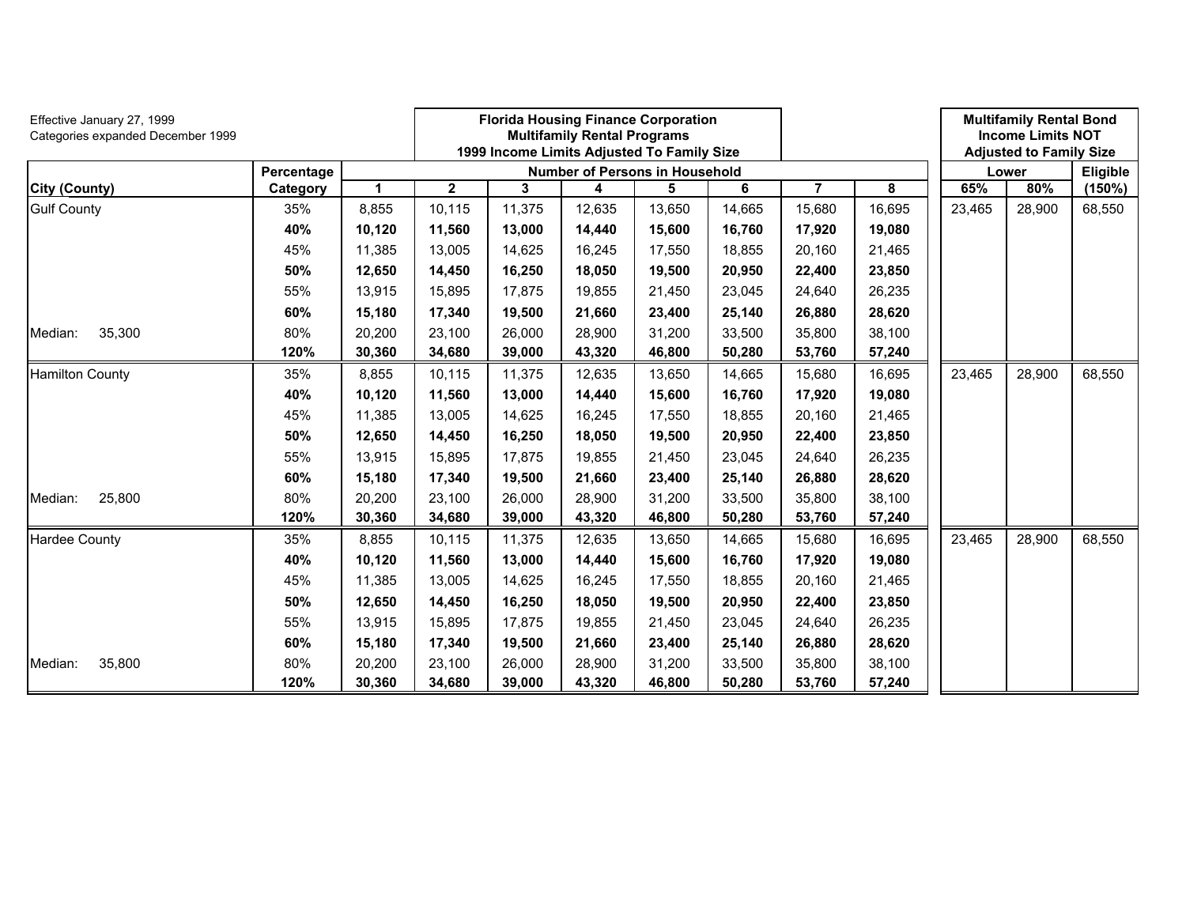Effective January 27, 1999
Categories expanded December 1999

**Florida Housing Finance Corporation**
**Multifamily Rental Programs**
**1999 Income Limits Adjusted To Family Size**

**Multifamily Rental Bond Income Limits NOT Adjusted to Family Size**

| City (County) | Percentage Category | Number of Persons in Household | | | | | | | | Lower | | Eligible |
|---|---|---|---|---|---|---|---|---|---|---|---|---|
| | | 1 | 2 | 3 | 4 | 5 | 6 | 7 | 8 | 65% | 80% | (150%) |
| Gulf County | 35% | 8,855 | 10,115 | 11,375 | 12,635 | 13,650 | 14,665 | 15,680 | 16,695 | 23,465 | 28,900 | 68,550 |
| | **40%** | **10,120** | **11,560** | **13,000** | **14,440** | **15,600** | **16,760** | **17,920** | **19,080** | | | |
| | 45% | 11,385 | 13,005 | 14,625 | 16,245 | 17,550 | 18,855 | 20,160 | 21,465 | | | |
| | **50%** | **12,650** | **14,450** | **16,250** | **18,050** | **19,500** | **20,950** | **22,400** | **23,850** | | | |
| | 55% | 13,915 | 15,895 | 17,875 | 19,855 | 21,450 | 23,045 | 24,640 | 26,235 | | | |
| | **60%** | **15,180** | **17,340** | **19,500** | **21,660** | **23,400** | **25,140** | **26,880** | **28,620** | | | |
| Median: 35,300 | 80% | 20,200 | 23,100 | 26,000 | 28,900 | 31,200 | 33,500 | 35,800 | 38,100 | | | |
| | **120%** | **30,360** | **34,680** | **39,000** | **43,320** | **46,800** | **50,280** | **53,760** | **57,240** | | | |
| Hamilton County | 35% | 8,855 | 10,115 | 11,375 | 12,635 | 13,650 | 14,665 | 15,680 | 16,695 | 23,465 | 28,900 | 68,550 |
| | **40%** | **10,120** | **11,560** | **13,000** | **14,440** | **15,600** | **16,760** | **17,920** | **19,080** | | | |
| | 45% | 11,385 | 13,005 | 14,625 | 16,245 | 17,550 | 18,855 | 20,160 | 21,465 | | | |
| | **50%** | **12,650** | **14,450** | **16,250** | **18,050** | **19,500** | **20,950** | **22,400** | **23,850** | | | |
| | 55% | 13,915 | 15,895 | 17,875 | 19,855 | 21,450 | 23,045 | 24,640 | 26,235 | | | |
| | **60%** | **15,180** | **17,340** | **19,500** | **21,660** | **23,400** | **25,140** | **26,880** | **28,620** | | | |
| Median: 25,800 | 80% | 20,200 | 23,100 | 26,000 | 28,900 | 31,200 | 33,500 | 35,800 | 38,100 | | | |
| | **120%** | **30,360** | **34,680** | **39,000** | **43,320** | **46,800** | **50,280** | **53,760** | **57,240** | | | |
| Hardee County | 35% | 8,855 | 10,115 | 11,375 | 12,635 | 13,650 | 14,665 | 15,680 | 16,695 | 23,465 | 28,900 | 68,550 |
| | **40%** | **10,120** | **11,560** | **13,000** | **14,440** | **15,600** | **16,760** | **17,920** | **19,080** | | | |
| | 45% | 11,385 | 13,005 | 14,625 | 16,245 | 17,550 | 18,855 | 20,160 | 21,465 | | | |
| | **50%** | **12,650** | **14,450** | **16,250** | **18,050** | **19,500** | **20,950** | **22,400** | **23,850** | | | |
| | 55% | 13,915 | 15,895 | 17,875 | 19,855 | 21,450 | 23,045 | 24,640 | 26,235 | | | |
| | **60%** | **15,180** | **17,340** | **19,500** | **21,660** | **23,400** | **25,140** | **26,880** | **28,620** | | | |
| Median: 35,800 | 80% | 20,200 | 23,100 | 26,000 | 28,900 | 31,200 | 33,500 | 35,800 | 38,100 | | | |
| | **120%** | **30,360** | **34,680** | **39,000** | **43,320** | **46,800** | **50,280** | **53,760** | **57,240** | | | |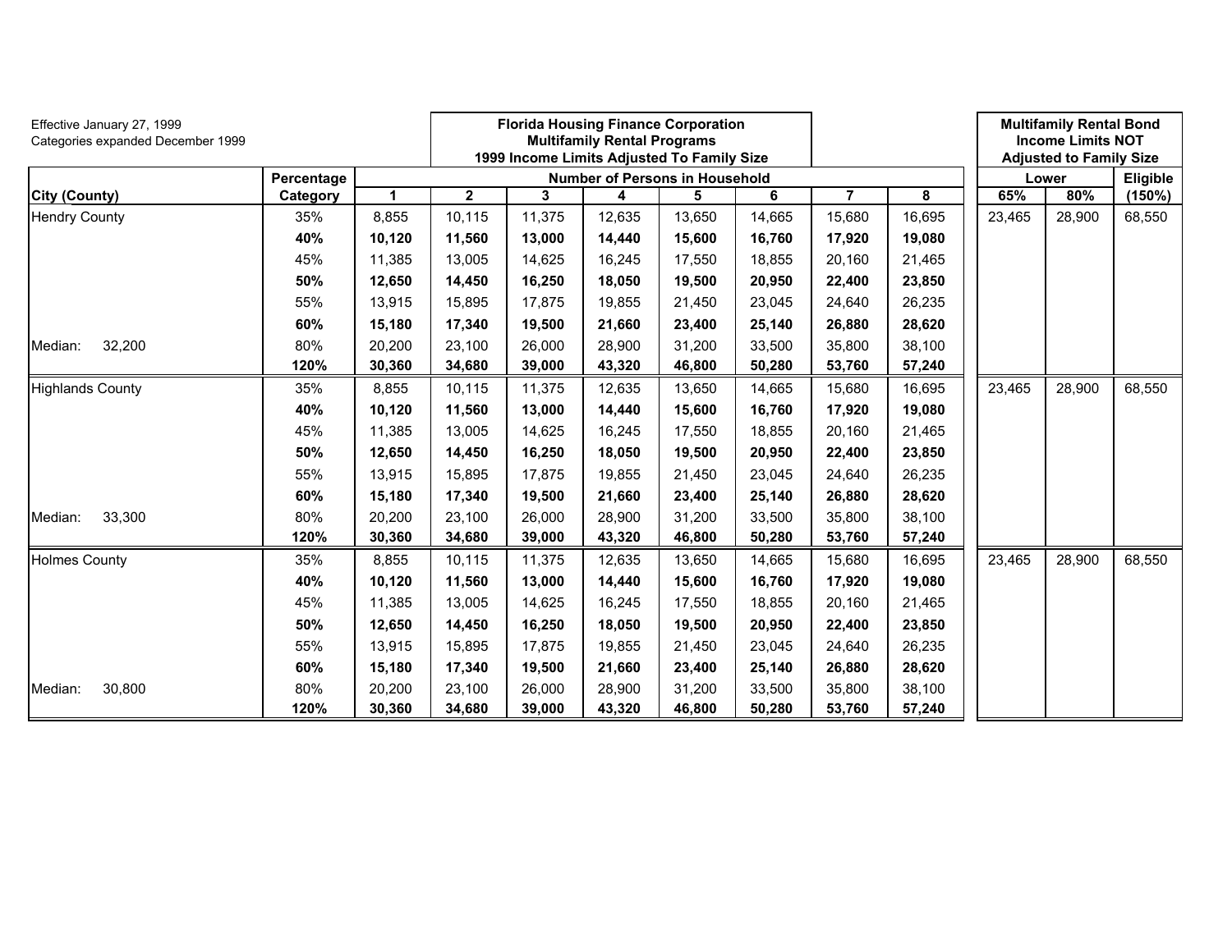Effective January 27, 1999
Categories expanded December 1999

**Florida Housing Finance Corporation**
**Multifamily Rental Programs**
**1999 Income Limits Adjusted To Family Size**

**Multifamily Rental Bond Income Limits NOT Adjusted to Family Size**

| City (County) | | Percentage Category | Number of Persons in Household | | | | | | | | Lower | | Eligible |
|---|---|---|---|---|---|---|---|---|---|---|---|---|---|
| | | | 1 | 2 | 3 | 4 | 5 | 6 | 7 | 8 | 65% | 80% | (150%) |
| Hendry County | | 35% | 8,855 | 10,115 | 11,375 | 12,635 | 13,650 | 14,665 | 15,680 | 16,695 | 23,465 | 28,900 | 68,550 |
| | | **40%** | **10,120** | **11,560** | **13,000** | **14,440** | **15,600** | **16,760** | **17,920** | **19,080** | | | |
| | | 45% | 11,385 | 13,005 | 14,625 | 16,245 | 17,550 | 18,855 | 20,160 | 21,465 | | | |
| | | **50%** | **12,650** | **14,450** | **16,250** | **18,050** | **19,500** | **20,950** | **22,400** | **23,850** | | | |
| | | 55% | 13,915 | 15,895 | 17,875 | 19,855 | 21,450 | 23,045 | 24,640 | 26,235 | | | |
| | | **60%** | **15,180** | **17,340** | **19,500** | **21,660** | **23,400** | **25,140** | **26,880** | **28,620** | | | |
| Median: | 32,200 | 80% | 20,200 | 23,100 | 26,000 | 28,900 | 31,200 | 33,500 | 35,800 | 38,100 | | | |
| | | **120%** | **30,360** | **34,680** | **39,000** | **43,320** | **46,800** | **50,280** | **53,760** | **57,240** | | | |
| Highlands County | | 35% | 8,855 | 10,115 | 11,375 | 12,635 | 13,650 | 14,665 | 15,680 | 16,695 | 23,465 | 28,900 | 68,550 |
| | | **40%** | **10,120** | **11,560** | **13,000** | **14,440** | **15,600** | **16,760** | **17,920** | **19,080** | | | |
| | | 45% | 11,385 | 13,005 | 14,625 | 16,245 | 17,550 | 18,855 | 20,160 | 21,465 | | | |
| | | **50%** | **12,650** | **14,450** | **16,250** | **18,050** | **19,500** | **20,950** | **22,400** | **23,850** | | | |
| | | 55% | 13,915 | 15,895 | 17,875 | 19,855 | 21,450 | 23,045 | 24,640 | 26,235 | | | |
| | | **60%** | **15,180** | **17,340** | **19,500** | **21,660** | **23,400** | **25,140** | **26,880** | **28,620** | | | |
| Median: | 33,300 | 80% | 20,200 | 23,100 | 26,000 | 28,900 | 31,200 | 33,500 | 35,800 | 38,100 | | | |
| | | **120%** | **30,360** | **34,680** | **39,000** | **43,320** | **46,800** | **50,280** | **53,760** | **57,240** | | | |
| Holmes County | | 35% | 8,855 | 10,115 | 11,375 | 12,635 | 13,650 | 14,665 | 15,680 | 16,695 | 23,465 | 28,900 | 68,550 |
| | | **40%** | **10,120** | **11,560** | **13,000** | **14,440** | **15,600** | **16,760** | **17,920** | **19,080** | | | |
| | | 45% | 11,385 | 13,005 | 14,625 | 16,245 | 17,550 | 18,855 | 20,160 | 21,465 | | | |
| | | **50%** | **12,650** | **14,450** | **16,250** | **18,050** | **19,500** | **20,950** | **22,400** | **23,850** | | | |
| | | 55% | 13,915 | 15,895 | 17,875 | 19,855 | 21,450 | 23,045 | 24,640 | 26,235 | | | |
| | | **60%** | **15,180** | **17,340** | **19,500** | **21,660** | **23,400** | **25,140** | **26,880** | **28,620** | | | |
| Median: | 30,800 | 80% | 20,200 | 23,100 | 26,000 | 28,900 | 31,200 | 33,500 | 35,800 | 38,100 | | | |
| | | **120%** | **30,360** | **34,680** | **39,000** | **43,320** | **46,800** | **50,280** | **53,760** | **57,240** | | | |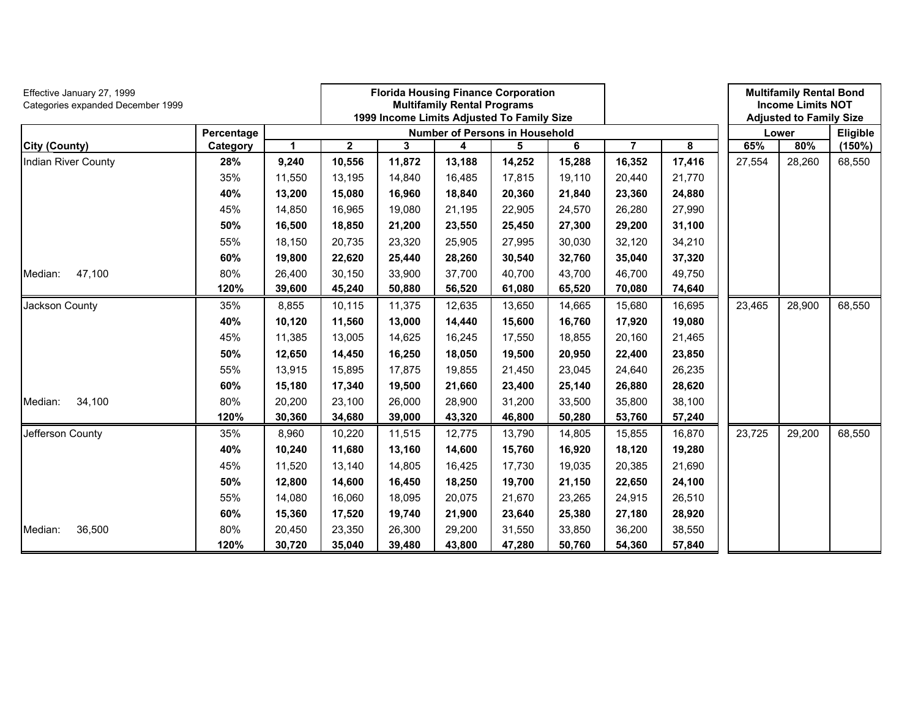Effective January 27, 1999
Categories expanded December 1999

**Florida Housing Finance Corporation**
**Multifamily Rental Programs**
**1999 Income Limits Adjusted To Family Size**

**Multifamily Rental Bond Income Limits NOT Adjusted to Family Size**

| City (County) | Percentage Category | Number of Persons in Household | | | | | | | | Lower | | Eligible |
|---|---|---|---|---|---|---|---|---|---|---|---|---|
| | | 1 | 2 | 3 | 4 | 5 | 6 | 7 | 8 | 65% | 80% | (150%) |
| Indian River County | **28%** | **9,240** | **10,556** | **11,872** | **13,188** | **14,252** | **15,288** | **16,352** | **17,416** | 27,554 | 28,260 | 68,550 |
| | 35% | 11,550 | 13,195 | 14,840 | 16,485 | 17,815 | 19,110 | 20,440 | 21,770 | | | |
| | **40%** | **13,200** | **15,080** | **16,960** | **18,840** | **20,360** | **21,840** | **23,360** | **24,880** | | | |
| | 45% | 14,850 | 16,965 | 19,080 | 21,195 | 22,905 | 24,570 | 26,280 | 27,990 | | | |
| | **50%** | **16,500** | **18,850** | **21,200** | **23,550** | **25,450** | **27,300** | **29,200** | **31,100** | | | |
| | 55% | 18,150 | 20,735 | 23,320 | 25,905 | 27,995 | 30,030 | 32,120 | 34,210 | | | |
| | **60%** | **19,800** | **22,620** | **25,440** | **28,260** | **30,540** | **32,760** | **35,040** | **37,320** | | | |
| Median: 47,100 | 80% | 26,400 | 30,150 | 33,900 | 37,700 | 40,700 | 43,700 | 46,700 | 49,750 | | | |
| | **120%** | **39,600** | **45,240** | **50,880** | **56,520** | **61,080** | **65,520** | **70,080** | **74,640** | | | |
| Jackson County | 35% | 8,855 | 10,115 | 11,375 | 12,635 | 13,650 | 14,665 | 15,680 | 16,695 | 23,465 | 28,900 | 68,550 |
| | **40%** | **10,120** | **11,560** | **13,000** | **14,440** | **15,600** | **16,760** | **17,920** | **19,080** | | | |
| | 45% | 11,385 | 13,005 | 14,625 | 16,245 | 17,550 | 18,855 | 20,160 | 21,465 | | | |
| | **50%** | **12,650** | **14,450** | **16,250** | **18,050** | **19,500** | **20,950** | **22,400** | **23,850** | | | |
| | 55% | 13,915 | 15,895 | 17,875 | 19,855 | 21,450 | 23,045 | 24,640 | 26,235 | | | |
| | **60%** | **15,180** | **17,340** | **19,500** | **21,660** | **23,400** | **25,140** | **26,880** | **28,620** | | | |
| Median: 34,100 | 80% | 20,200 | 23,100 | 26,000 | 28,900 | 31,200 | 33,500 | 35,800 | 38,100 | | | |
| | **120%** | **30,360** | **34,680** | **39,000** | **43,320** | **46,800** | **50,280** | **53,760** | **57,240** | | | |
| Jefferson County | 35% | 8,960 | 10,220 | 11,515 | 12,775 | 13,790 | 14,805 | 15,855 | 16,870 | 23,725 | 29,200 | 68,550 |
| | **40%** | **10,240** | **11,680** | **13,160** | **14,600** | **15,760** | **16,920** | **18,120** | **19,280** | | | |
| | 45% | 11,520 | 13,140 | 14,805 | 16,425 | 17,730 | 19,035 | 20,385 | 21,690 | | | |
| | **50%** | **12,800** | **14,600** | **16,450** | **18,250** | **19,700** | **21,150** | **22,650** | **24,100** | | | |
| | 55% | 14,080 | 16,060 | 18,095 | 20,075 | 21,670 | 23,265 | 24,915 | 26,510 | | | |
| | **60%** | **15,360** | **17,520** | **19,740** | **21,900** | **23,640** | **25,380** | **27,180** | **28,920** | | | |
| Median: 36,500 | 80% | 20,450 | 23,350 | 26,300 | 29,200 | 31,550 | 33,850 | 36,200 | 38,550 | | | |
| | **120%** | **30,720** | **35,040** | **39,480** | **43,800** | **47,280** | **50,760** | **54,360** | **57,840** | | | |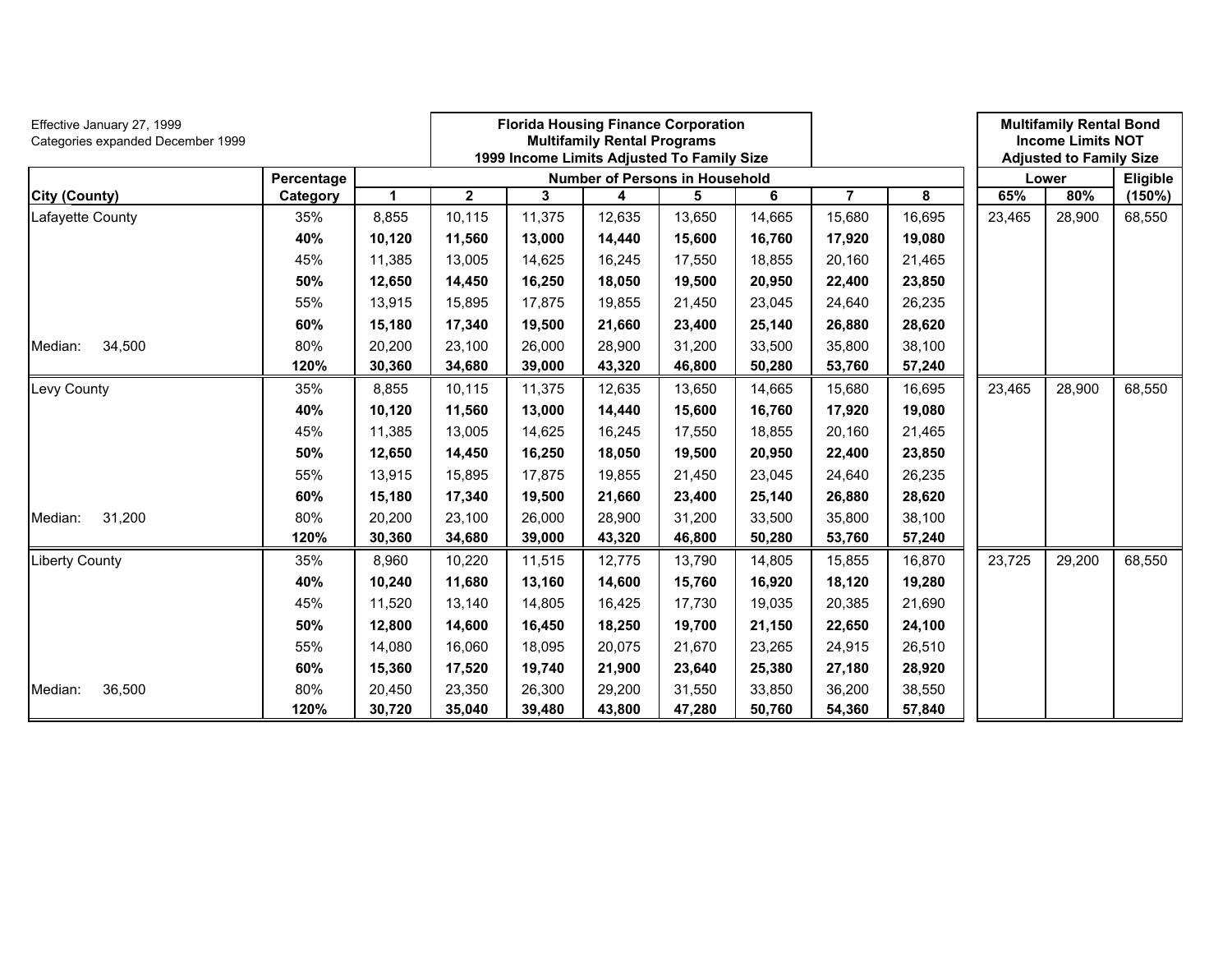Effective January 27, 1999
Categories expanded December 1999

**Florida Housing Finance Corporation**
**Multifamily Rental Programs**
**1999 Income Limits Adjusted To Family Size**

**Multifamily Rental Bond Income Limits NOT Adjusted to Family Size**

| City (County) | Percentage Category | Number of Persons in Household | | | | | | | | Lower | | Eligible |
|---|---|---|---|---|---|---|---|---|---|---|---|---|
| | | 1 | 2 | 3 | 4 | 5 | 6 | 7 | 8 | 65% | 80% | (150%) |
| Lafayette County | 35% | 8,855 | 10,115 | 11,375 | 12,635 | 13,650 | 14,665 | 15,680 | 16,695 | 23,465 | 28,900 | 68,550 |
| | **40%** | **10,120** | **11,560** | **13,000** | **14,440** | **15,600** | **16,760** | **17,920** | **19,080** | | | |
| | 45% | 11,385 | 13,005 | 14,625 | 16,245 | 17,550 | 18,855 | 20,160 | 21,465 | | | |
| | **50%** | **12,650** | **14,450** | **16,250** | **18,050** | **19,500** | **20,950** | **22,400** | **23,850** | | | |
| | 55% | 13,915 | 15,895 | 17,875 | 19,855 | 21,450 | 23,045 | 24,640 | 26,235 | | | |
| | **60%** | **15,180** | **17,340** | **19,500** | **21,660** | **23,400** | **25,140** | **26,880** | **28,620** | | | |
| Median: 34,500 | 80% | 20,200 | 23,100 | 26,000 | 28,900 | 31,200 | 33,500 | 35,800 | 38,100 | | | |
| | **120%** | **30,360** | **34,680** | **39,000** | **43,320** | **46,800** | **50,280** | **53,760** | **57,240** | | | |
| Levy County | 35% | 8,855 | 10,115 | 11,375 | 12,635 | 13,650 | 14,665 | 15,680 | 16,695 | 23,465 | 28,900 | 68,550 |
| | **40%** | **10,120** | **11,560** | **13,000** | **14,440** | **15,600** | **16,760** | **17,920** | **19,080** | | | |
| | 45% | 11,385 | 13,005 | 14,625 | 16,245 | 17,550 | 18,855 | 20,160 | 21,465 | | | |
| | **50%** | **12,650** | **14,450** | **16,250** | **18,050** | **19,500** | **20,950** | **22,400** | **23,850** | | | |
| | 55% | 13,915 | 15,895 | 17,875 | 19,855 | 21,450 | 23,045 | 24,640 | 26,235 | | | |
| | **60%** | **15,180** | **17,340** | **19,500** | **21,660** | **23,400** | **25,140** | **26,880** | **28,620** | | | |
| Median: 31,200 | 80% | 20,200 | 23,100 | 26,000 | 28,900 | 31,200 | 33,500 | 35,800 | 38,100 | | | |
| | **120%** | **30,360** | **34,680** | **39,000** | **43,320** | **46,800** | **50,280** | **53,760** | **57,240** | | | |
| Liberty County | 35% | 8,960 | 10,220 | 11,515 | 12,775 | 13,790 | 14,805 | 15,855 | 16,870 | 23,725 | 29,200 | 68,550 |
| | **40%** | **10,240** | **11,680** | **13,160** | **14,600** | **15,760** | **16,920** | **18,120** | **19,280** | | | |
| | 45% | 11,520 | 13,140 | 14,805 | 16,425 | 17,730 | 19,035 | 20,385 | 21,690 | | | |
| | **50%** | **12,800** | **14,600** | **16,450** | **18,250** | **19,700** | **21,150** | **22,650** | **24,100** | | | |
| | 55% | 14,080 | 16,060 | 18,095 | 20,075 | 21,670 | 23,265 | 24,915 | 26,510 | | | |
| | **60%** | **15,360** | **17,520** | **19,740** | **21,900** | **23,640** | **25,380** | **27,180** | **28,920** | | | |
| Median: 36,500 | 80% | 20,450 | 23,350 | 26,300 | 29,200 | 31,550 | 33,850 | 36,200 | 38,550 | | | |
| | **120%** | **30,720** | **35,040** | **39,480** | **43,800** | **47,280** | **50,760** | **54,360** | **57,840** | | | |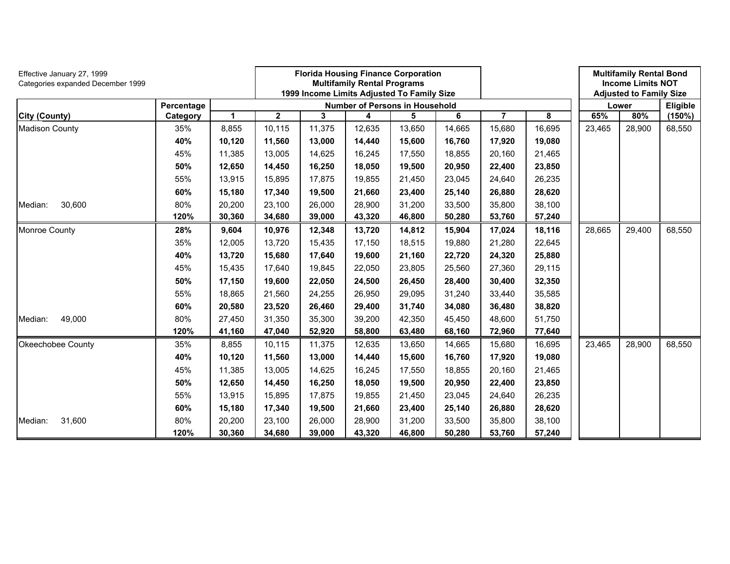Effective January 27, 1999
Categories expanded December 1999

**Florida Housing Finance Corporation**
**Multifamily Rental Programs**
**1999 Income Limits Adjusted To Family Size**

**Multifamily Rental Bond Income Limits NOT Adjusted to Family Size**

| City (County) | Percentage Category | Number of Persons in Household | | | | | | | | Lower | | Eligible |
|---|---|---|---|---|---|---|---|---|---|---|---|---|
| | | 1 | 2 | 3 | 4 | 5 | 6 | 7 | 8 | 65% | 80% | (150%) |
| Madison County | 35% | 8,855 | 10,115 | 11,375 | 12,635 | 13,650 | 14,665 | 15,680 | 16,695 | 23,465 | 28,900 | 68,550 |
| | **40%** | **10,120** | **11,560** | **13,000** | **14,440** | **15,600** | **16,760** | **17,920** | **19,080** | | | |
| | 45% | 11,385 | 13,005 | 14,625 | 16,245 | 17,550 | 18,855 | 20,160 | 21,465 | | | |
| | **50%** | **12,650** | **14,450** | **16,250** | **18,050** | **19,500** | **20,950** | **22,400** | **23,850** | | | |
| | 55% | 13,915 | 15,895 | 17,875 | 19,855 | 21,450 | 23,045 | 24,640 | 26,235 | | | |
| | **60%** | **15,180** | **17,340** | **19,500** | **21,660** | **23,400** | **25,140** | **26,880** | **28,620** | | | |
| Median: 30,600 | 80% | 20,200 | 23,100 | 26,000 | 28,900 | 31,200 | 33,500 | 35,800 | 38,100 | | | |
| | **120%** | **30,360** | **34,680** | **39,000** | **43,320** | **46,800** | **50,280** | **53,760** | **57,240** | | | |
| Monroe County | **28%** | **9,604** | **10,976** | **12,348** | **13,720** | **14,812** | **15,904** | **17,024** | **18,116** | 28,665 | 29,400 | 68,550 |
| | 35% | 12,005 | 13,720 | 15,435 | 17,150 | 18,515 | 19,880 | 21,280 | 22,645 | | | |
| | **40%** | **13,720** | **15,680** | **17,640** | **19,600** | **21,160** | **22,720** | **24,320** | **25,880** | | | |
| | 45% | 15,435 | 17,640 | 19,845 | 22,050 | 23,805 | 25,560 | 27,360 | 29,115 | | | |
| | **50%** | **17,150** | **19,600** | **22,050** | **24,500** | **26,450** | **28,400** | **30,400** | **32,350** | | | |
| | 55% | 18,865 | 21,560 | 24,255 | 26,950 | 29,095 | 31,240 | 33,440 | 35,585 | | | |
| | **60%** | **20,580** | **23,520** | **26,460** | **29,400** | **31,740** | **34,080** | **36,480** | **38,820** | | | |
| Median: 49,000 | 80% | 27,450 | 31,350 | 35,300 | 39,200 | 42,350 | 45,450 | 48,600 | 51,750 | | | |
| | **120%** | **41,160** | **47,040** | **52,920** | **58,800** | **63,480** | **68,160** | **72,960** | **77,640** | | | |
| Okeechobee County | 35% | 8,855 | 10,115 | 11,375 | 12,635 | 13,650 | 14,665 | 15,680 | 16,695 | 23,465 | 28,900 | 68,550 |
| | **40%** | **10,120** | **11,560** | **13,000** | **14,440** | **15,600** | **16,760** | **17,920** | **19,080** | | | |
| | 45% | 11,385 | 13,005 | 14,625 | 16,245 | 17,550 | 18,855 | 20,160 | 21,465 | | | |
| | **50%** | **12,650** | **14,450** | **16,250** | **18,050** | **19,500** | **20,950** | **22,400** | **23,850** | | | |
| | 55% | 13,915 | 15,895 | 17,875 | 19,855 | 21,450 | 23,045 | 24,640 | 26,235 | | | |
| | **60%** | **15,180** | **17,340** | **19,500** | **21,660** | **23,400** | **25,140** | **26,880** | **28,620** | | | |
| Median: 31,600 | 80% | 20,200 | 23,100 | 26,000 | 28,900 | 31,200 | 33,500 | 35,800 | 38,100 | | | |
| | **120%** | **30,360** | **34,680** | **39,000** | **43,320** | **46,800** | **50,280** | **53,760** | **57,240** | | | |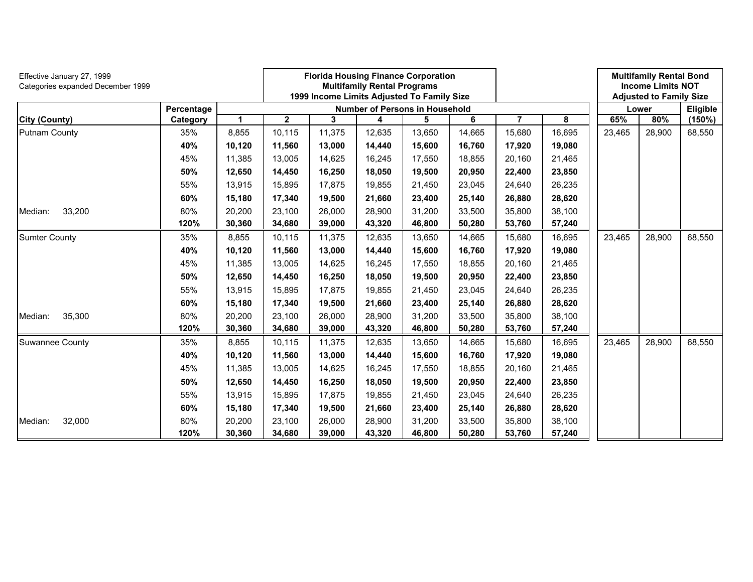Effective January 27, 1999
Categories expanded December 1999

**Florida Housing Finance Corporation**
**Multifamily Rental Programs**
**1999 Income Limits Adjusted To Family Size**

**Multifamily Rental Bond Income Limits NOT Adjusted to Family Size**

| City (County) | Percentage Category | Number of Persons in Household | | | | | | | | Lower | | Eligible |
|---|---|---|---|---|---|---|---|---|---|---|---|---|
| | | 1 | 2 | 3 | 4 | 5 | 6 | 7 | 8 | 65% | 80% | (150%) |
| Putnam County | 35% | 8,855 | 10,115 | 11,375 | 12,635 | 13,650 | 14,665 | 15,680 | 16,695 | 23,465 | 28,900 | 68,550 |
| | **40%** | **10,120** | **11,560** | **13,000** | **14,440** | **15,600** | **16,760** | **17,920** | **19,080** | | | |
| | 45% | 11,385 | 13,005 | 14,625 | 16,245 | 17,550 | 18,855 | 20,160 | 21,465 | | | |
| | **50%** | **12,650** | **14,450** | **16,250** | **18,050** | **19,500** | **20,950** | **22,400** | **23,850** | | | |
| | 55% | 13,915 | 15,895 | 17,875 | 19,855 | 21,450 | 23,045 | 24,640 | 26,235 | | | |
| | **60%** | **15,180** | **17,340** | **19,500** | **21,660** | **23,400** | **25,140** | **26,880** | **28,620** | | | |
| Median: 33,200 | 80% | 20,200 | 23,100 | 26,000 | 28,900 | 31,200 | 33,500 | 35,800 | 38,100 | | | |
| | **120%** | **30,360** | **34,680** | **39,000** | **43,320** | **46,800** | **50,280** | **53,760** | **57,240** | | | |
| Sumter County | 35% | 8,855 | 10,115 | 11,375 | 12,635 | 13,650 | 14,665 | 15,680 | 16,695 | 23,465 | 28,900 | 68,550 |
| | **40%** | **10,120** | **11,560** | **13,000** | **14,440** | **15,600** | **16,760** | **17,920** | **19,080** | | | |
| | 45% | 11,385 | 13,005 | 14,625 | 16,245 | 17,550 | 18,855 | 20,160 | 21,465 | | | |
| | **50%** | **12,650** | **14,450** | **16,250** | **18,050** | **19,500** | **20,950** | **22,400** | **23,850** | | | |
| | 55% | 13,915 | 15,895 | 17,875 | 19,855 | 21,450 | 23,045 | 24,640 | 26,235 | | | |
| | **60%** | **15,180** | **17,340** | **19,500** | **21,660** | **23,400** | **25,140** | **26,880** | **28,620** | | | |
| Median: 35,300 | 80% | 20,200 | 23,100 | 26,000 | 28,900 | 31,200 | 33,500 | 35,800 | 38,100 | | | |
| | **120%** | **30,360** | **34,680** | **39,000** | **43,320** | **46,800** | **50,280** | **53,760** | **57,240** | | | |
| Suwannee County | 35% | 8,855 | 10,115 | 11,375 | 12,635 | 13,650 | 14,665 | 15,680 | 16,695 | 23,465 | 28,900 | 68,550 |
| | **40%** | **10,120** | **11,560** | **13,000** | **14,440** | **15,600** | **16,760** | **17,920** | **19,080** | | | |
| | 45% | 11,385 | 13,005 | 14,625 | 16,245 | 17,550 | 18,855 | 20,160 | 21,465 | | | |
| | **50%** | **12,650** | **14,450** | **16,250** | **18,050** | **19,500** | **20,950** | **22,400** | **23,850** | | | |
| | 55% | 13,915 | 15,895 | 17,875 | 19,855 | 21,450 | 23,045 | 24,640 | 26,235 | | | |
| | **60%** | **15,180** | **17,340** | **19,500** | **21,660** | **23,400** | **25,140** | **26,880** | **28,620** | | | |
| Median: 32,000 | 80% | 20,200 | 23,100 | 26,000 | 28,900 | 31,200 | 33,500 | 35,800 | 38,100 | | | |
| | **120%** | **30,360** | **34,680** | **39,000** | **43,320** | **46,800** | **50,280** | **53,760** | **57,240** | | | |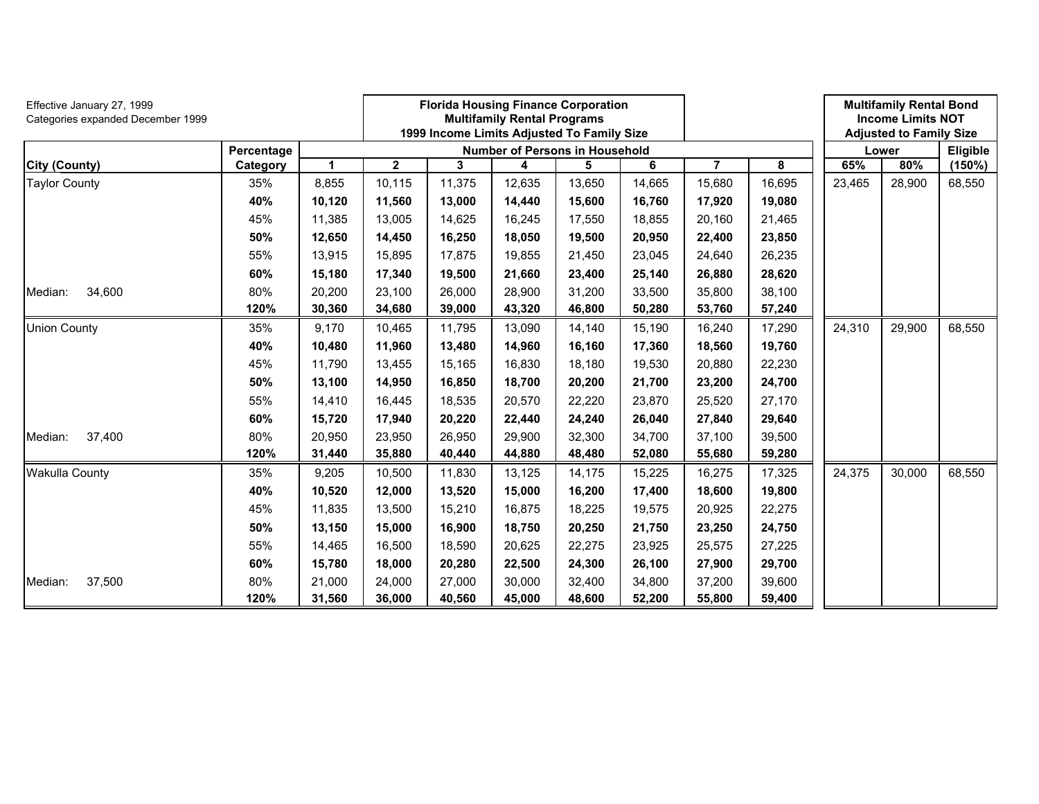Effective January 27, 1999
Categories expanded December 1999

**Florida Housing Finance Corporation**
**Multifamily Rental Programs**
**1999 Income Limits Adjusted To Family Size**

**Multifamily Rental Bond Income Limits NOT Adjusted to Family Size**

| City (County) | Percentage Category | Number of Persons in Household | | | | | | | | Lower | | Eligible |
|---|---|---|---|---|---|---|---|---|---|---|---|---|
| | | 1 | 2 | 3 | 4 | 5 | 6 | 7 | 8 | 65% | 80% | (150%) |
| Taylor County | 35% | 8,855 | 10,115 | 11,375 | 12,635 | 13,650 | 14,665 | 15,680 | 16,695 | 23,465 | 28,900 | 68,550 |
| | **40%** | **10,120** | **11,560** | **13,000** | **14,440** | **15,600** | **16,760** | **17,920** | **19,080** | | | |
| | 45% | 11,385 | 13,005 | 14,625 | 16,245 | 17,550 | 18,855 | 20,160 | 21,465 | | | |
| | **50%** | **12,650** | **14,450** | **16,250** | **18,050** | **19,500** | **20,950** | **22,400** | **23,850** | | | |
| | 55% | 13,915 | 15,895 | 17,875 | 19,855 | 21,450 | 23,045 | 24,640 | 26,235 | | | |
| | **60%** | **15,180** | **17,340** | **19,500** | **21,660** | **23,400** | **25,140** | **26,880** | **28,620** | | | |
| Median: 34,600 | 80% | 20,200 | 23,100 | 26,000 | 28,900 | 31,200 | 33,500 | 35,800 | 38,100 | | | |
| | **120%** | **30,360** | **34,680** | **39,000** | **43,320** | **46,800** | **50,280** | **53,760** | **57,240** | | | |
| Union County | 35% | 9,170 | 10,465 | 11,795 | 13,090 | 14,140 | 15,190 | 16,240 | 17,290 | 24,310 | 29,900 | 68,550 |
| | **40%** | **10,480** | **11,960** | **13,480** | **14,960** | **16,160** | **17,360** | **18,560** | **19,760** | | | |
| | 45% | 11,790 | 13,455 | 15,165 | 16,830 | 18,180 | 19,530 | 20,880 | 22,230 | | | |
| | **50%** | **13,100** | **14,950** | **16,850** | **18,700** | **20,200** | **21,700** | **23,200** | **24,700** | | | |
| | 55% | 14,410 | 16,445 | 18,535 | 20,570 | 22,220 | 23,870 | 25,520 | 27,170 | | | |
| | **60%** | **15,720** | **17,940** | **20,220** | **22,440** | **24,240** | **26,040** | **27,840** | **29,640** | | | |
| Median: 37,400 | 80% | 20,950 | 23,950 | 26,950 | 29,900 | 32,300 | 34,700 | 37,100 | 39,500 | | | |
| | **120%** | **31,440** | **35,880** | **40,440** | **44,880** | **48,480** | **52,080** | **55,680** | **59,280** | | | |
| Wakulla County | 35% | 9,205 | 10,500 | 11,830 | 13,125 | 14,175 | 15,225 | 16,275 | 17,325 | 24,375 | 30,000 | 68,550 |
| | **40%** | **10,520** | **12,000** | **13,520** | **15,000** | **16,200** | **17,400** | **18,600** | **19,800** | | | |
| | 45% | 11,835 | 13,500 | 15,210 | 16,875 | 18,225 | 19,575 | 20,925 | 22,275 | | | |
| | **50%** | **13,150** | **15,000** | **16,900** | **18,750** | **20,250** | **21,750** | **23,250** | **24,750** | | | |
| | 55% | 14,465 | 16,500 | 18,590 | 20,625 | 22,275 | 23,925 | 25,575 | 27,225 | | | |
| | **60%** | **15,780** | **18,000** | **20,280** | **22,500** | **24,300** | **26,100** | **27,900** | **29,700** | | | |
| Median: 37,500 | 80% | 21,000 | 24,000 | 27,000 | 30,000 | 32,400 | 34,800 | 37,200 | 39,600 | | | |
| | **120%** | **31,560** | **36,000** | **40,560** | **45,000** | **48,600** | **52,200** | **55,800** | **59,400** | | | |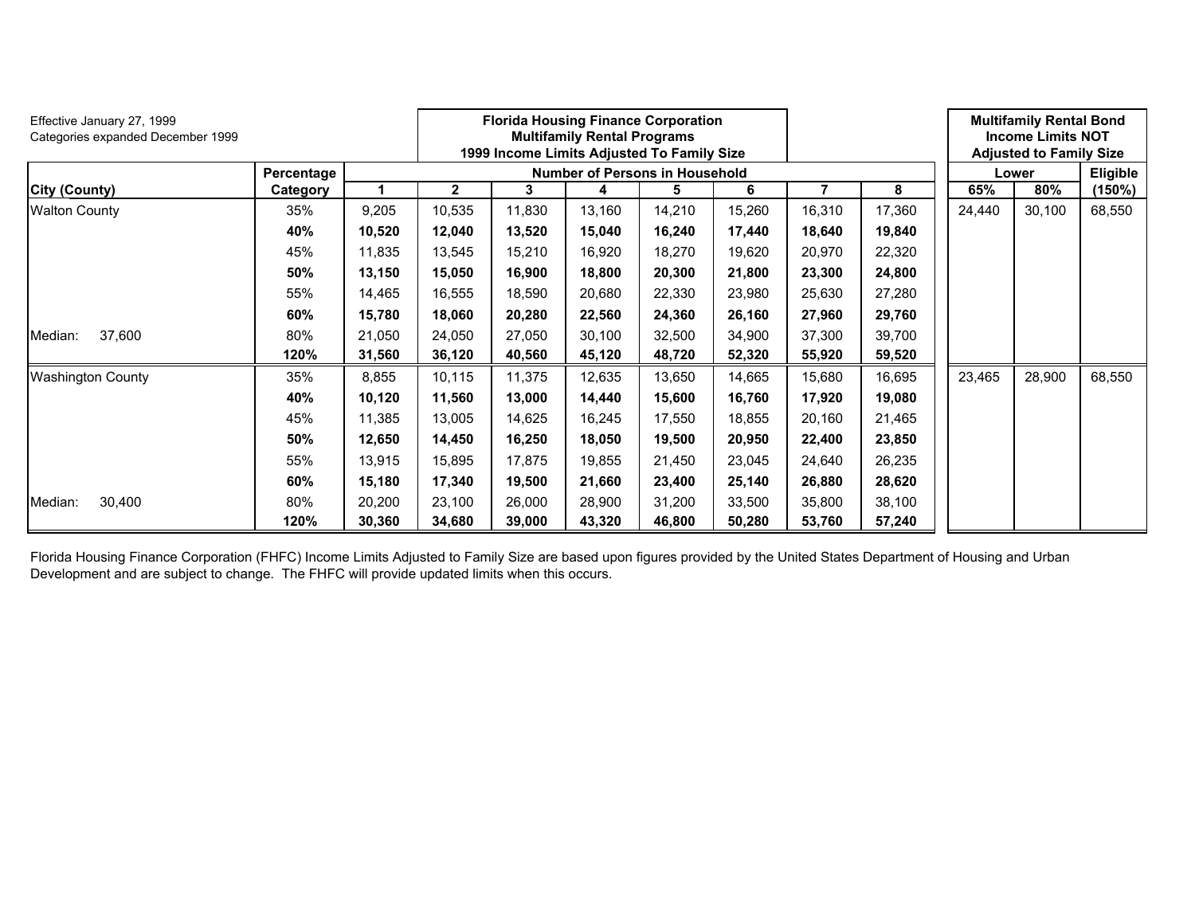Effective January 27, 1999
Categories expanded December 1999

| | | Florida Housing Finance Corporation Multifamily Rental Programs 1999 Income Limits Adjusted To Family Size | | | | | | | | Multifamily Rental Bond Income Limits NOT Adjusted to Family Size | | |
|---|---|---|---|---|---|---|---|---|---|---|---|---|
| | Percentage | Number of Persons in Household | | | | | | | | Lower | | Eligible |
| **City (County)** | **Category** | **1** | **2** | **3** | **4** | **5** | **6** | **7** | **8** | **65%** | **80%** | **(150%)** |
| Walton County | 35% | 9,205 | 10,535 | 11,830 | 13,160 | 14,210 | 15,260 | 16,310 | 17,360 | 24,440 | 30,100 | 68,550 |
| | **40%** | **10,520** | **12,040** | **13,520** | **15,040** | **16,240** | **17,440** | **18,640** | **19,840** | | | |
| | 45% | 11,835 | 13,545 | 15,210 | 16,920 | 18,270 | 19,620 | 20,970 | 22,320 | | | |
| | **50%** | **13,150** | **15,050** | **16,900** | **18,800** | **20,300** | **21,800** | **23,300** | **24,800** | | | |
| | 55% | 14,465 | 16,555 | 18,590 | 20,680 | 22,330 | 23,980 | 25,630 | 27,280 | | | |
| | **60%** | **15,780** | **18,060** | **20,280** | **22,560** | **24,360** | **26,160** | **27,960** | **29,760** | | | |
| Median: 37,600 | 80% | 21,050 | 24,050 | 27,050 | 30,100 | 32,500 | 34,900 | 37,300 | 39,700 | | | |
| | **120%** | **31,560** | **36,120** | **40,560** | **45,120** | **48,720** | **52,320** | **55,920** | **59,520** | | | |
| Washington County | 35% | 8,855 | 10,115 | 11,375 | 12,635 | 13,650 | 14,665 | 15,680 | 16,695 | 23,465 | 28,900 | 68,550 |
| | **40%** | **10,120** | **11,560** | **13,000** | **14,440** | **15,600** | **16,760** | **17,920** | **19,080** | | | |
| | 45% | 11,385 | 13,005 | 14,625 | 16,245 | 17,550 | 18,855 | 20,160 | 21,465 | | | |
| | **50%** | **12,650** | **14,450** | **16,250** | **18,050** | **19,500** | **20,950** | **22,400** | **23,850** | | | |
| | 55% | 13,915 | 15,895 | 17,875 | 19,855 | 21,450 | 23,045 | 24,640 | 26,235 | | | |
| | **60%** | **15,180** | **17,340** | **19,500** | **21,660** | **23,400** | **25,140** | **26,880** | **28,620** | | | |
| Median: 30,400 | 80% | 20,200 | 23,100 | 26,000 | 28,900 | 31,200 | 33,500 | 35,800 | 38,100 | | | |
| | **120%** | **30,360** | **34,680** | **39,000** | **43,320** | **46,800** | **50,280** | **53,760** | **57,240** | | | |

Florida Housing Finance Corporation (FHFC) Income Limits Adjusted to Family Size are based upon figures provided by the United States Department of Housing and Urban Development and are subject to change. The FHFC will provide updated limits when this occurs.